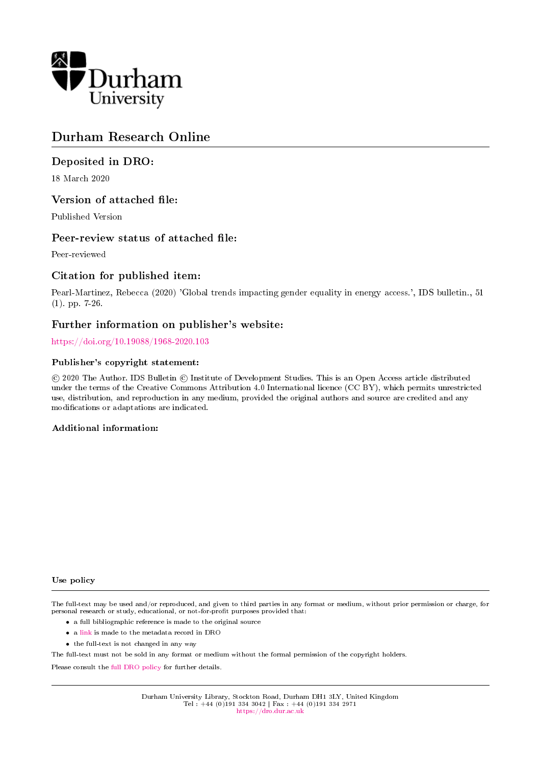# Durham Research Online

## Deposited in DRO:

18 March 2020

## Version of attached file:

Published Version

## Peer-review status of attached file:

Peer-reviewed

## Citation for published item:

Pearl-Martinez, Rebecca (2020) 'Global trends impacting gender equality in energy access.', IDS bulletin., 51 (1). pp. 7-26.

## Further information on publisher's website:

https://doi.org/10.19088/1968-2020.103

### Publisher's copyright statement:

© 2020 The Author. IDS Bulletin © Institute of Development Studies. This is an Open Access article distributed under the terms of the Creative Commons Attribution 4.0 International licence (CC BY), which permits unrestricted use, distribution, and reproduction in any medium, provided the original authors and source are credited and any modifications or adaptations are indicated.

### Additional information:

#### Use policy

The full-text may be used and/or reproduced, and given to third parties in any format or medium, without prior permission or charge, for personal research or study, educational, or not-for-profit purposes provided that:

- a full bibliographic reference is made to the original source
- a link is made to the metadata record in DRO
- the full-text is not changed in any way

The full-text must not be sold in any format or medium without the formal permission of the copyright holders.

Please consult the full DRO policy for further details.

Durham University Library, Stockton Road, Durham DH1 3LY, United Kingdom
Tel : +44 (0)191 334 3042 | Fax : +44 (0)191 334 2971
https://dro.dur.ac.uk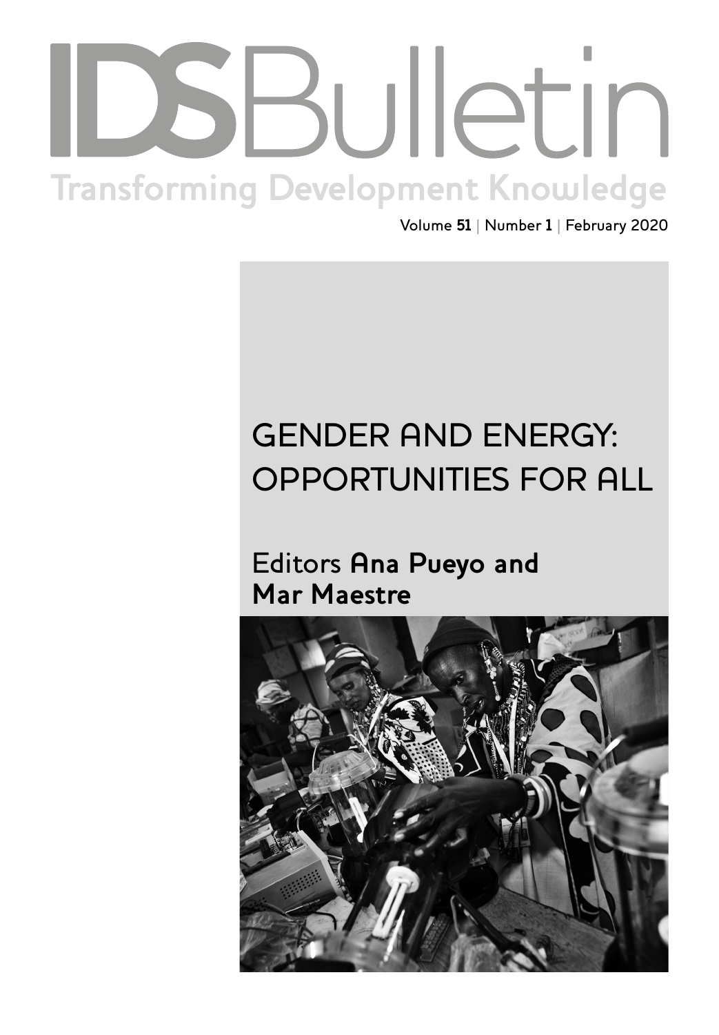# IDS Bulletin

## Transforming Development Knowledge

Volume **51** | Number **1** | February 2020

# GENDER AND ENERGY: OPPORTUNITIES FOR ALL

Editors **Ana Pueyo and Mar Maestre**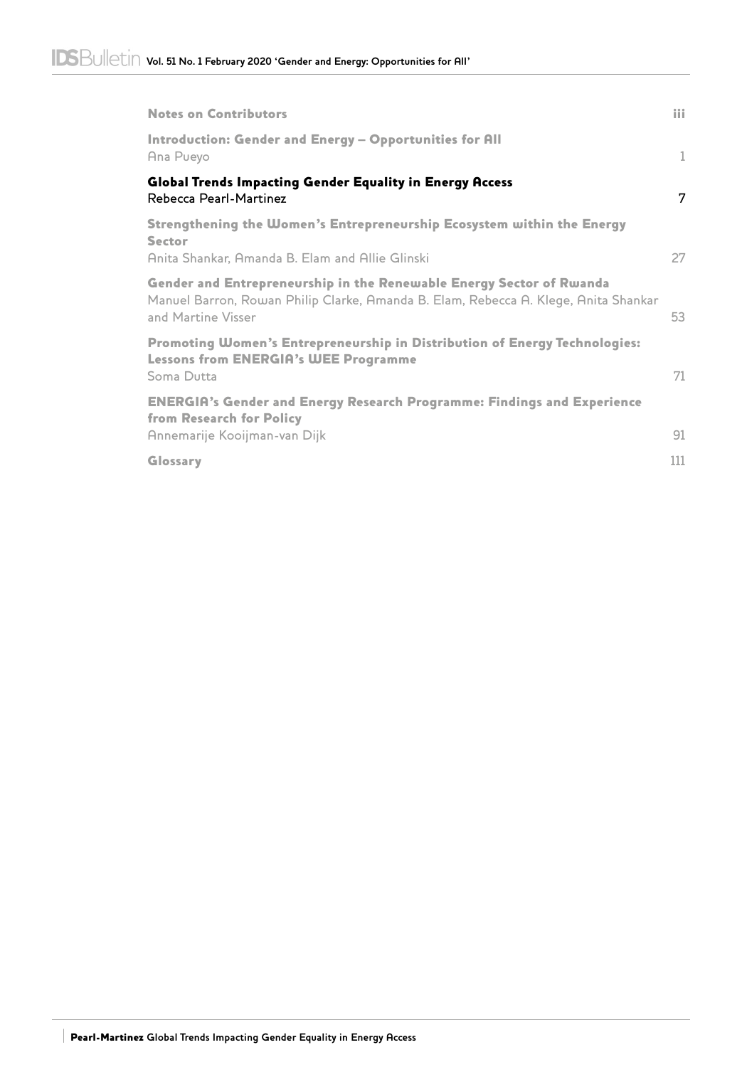| | |
|---|---|
| **Notes on Contributors** | iii |
| **Introduction: Gender and Energy – Opportunities for All**<br>Ana Pueyo | 1 |
| **Global Trends Impacting Gender Equality in Energy Access**<br>Rebecca Pearl-Martinez | 7 |
| **Strengthening the Women's Entrepreneurship Ecosystem within the Energy Sector**<br>Anita Shankar, Amanda B. Elam and Allie Glinski | 27 |
| **Gender and Entrepreneurship in the Renewable Energy Sector of Rwanda**<br>Manuel Barron, Rowan Philip Clarke, Amanda B. Elam, Rebecca A. Klege, Anita Shankar and Martine Visser | 53 |
| **Promoting Women's Entrepreneurship in Distribution of Energy Technologies: Lessons from ENERGIA's WEE Programme**<br>Soma Dutta | 71 |
| **ENERGIA's Gender and Energy Research Programme: Findings and Experience from Research for Policy**<br>Annemarije Kooijman-van Dijk | 91 |
| **Glossary** | 111 |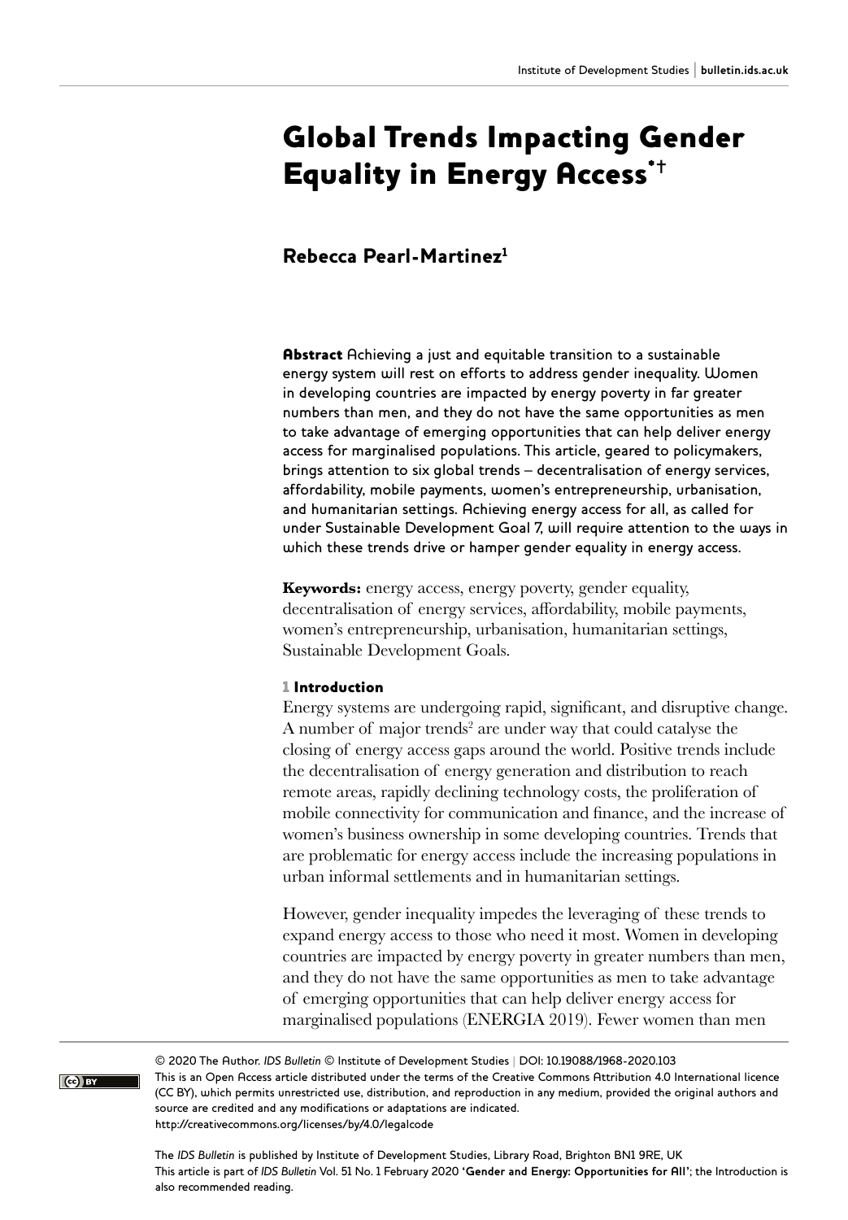# Global Trends Impacting Gender Equality in Energy Access*†

**Rebecca Pearl-Martinez**[1]

**Abstract** Achieving a just and equitable transition to a sustainable energy system will rest on efforts to address gender inequality. Women in developing countries are impacted by energy poverty in far greater numbers than men, and they do not have the same opportunities as men to take advantage of emerging opportunities that can help deliver energy access for marginalised populations. This article, geared to policymakers, brings attention to six global trends – decentralisation of energy services, affordability, mobile payments, women's entrepreneurship, urbanisation, and humanitarian settings. Achieving energy access for all, as called for under Sustainable Development Goal 7, will require attention to the ways in which these trends drive or hamper gender equality in energy access.

**Keywords:** energy access, energy poverty, gender equality, decentralisation of energy services, affordability, mobile payments, women's entrepreneurship, urbanisation, humanitarian settings, Sustainable Development Goals.

## 1 Introduction

Energy systems are undergoing rapid, significant, and disruptive change. A number of major trends[2] are under way that could catalyse the closing of energy access gaps around the world. Positive trends include the decentralisation of energy generation and distribution to reach remote areas, rapidly declining technology costs, the proliferation of mobile connectivity for communication and finance, and the increase of women's business ownership in some developing countries. Trends that are problematic for energy access include the increasing populations in urban informal settlements and in humanitarian settings.

However, gender inequality impedes the leveraging of these trends to expand energy access to those who need it most. Women in developing countries are impacted by energy poverty in greater numbers than men, and they do not have the same opportunities as men to take advantage of emerging opportunities that can help deliver energy access for marginalised populations (ENERGIA 2019). Fewer women than men

© 2020 The Author. *IDS Bulletin* © Institute of Development Studies | DOI: 10.19088/1968-2020.103
This is an Open Access article distributed under the terms of the Creative Commons Attribution 4.0 International licence (CC BY), which permits unrestricted use, distribution, and reproduction in any medium, provided the original authors and source are credited and any modifications or adaptations are indicated.
http://creativecommons.org/licenses/by/4.0/legalcode

The *IDS Bulletin* is published by Institute of Development Studies, Library Road, Brighton BN1 9RE, UK
This article is part of *IDS Bulletin* Vol. 51 No. 1 February 2020 **'Gender and Energy: Opportunities for All'**; the Introduction is also recommended reading.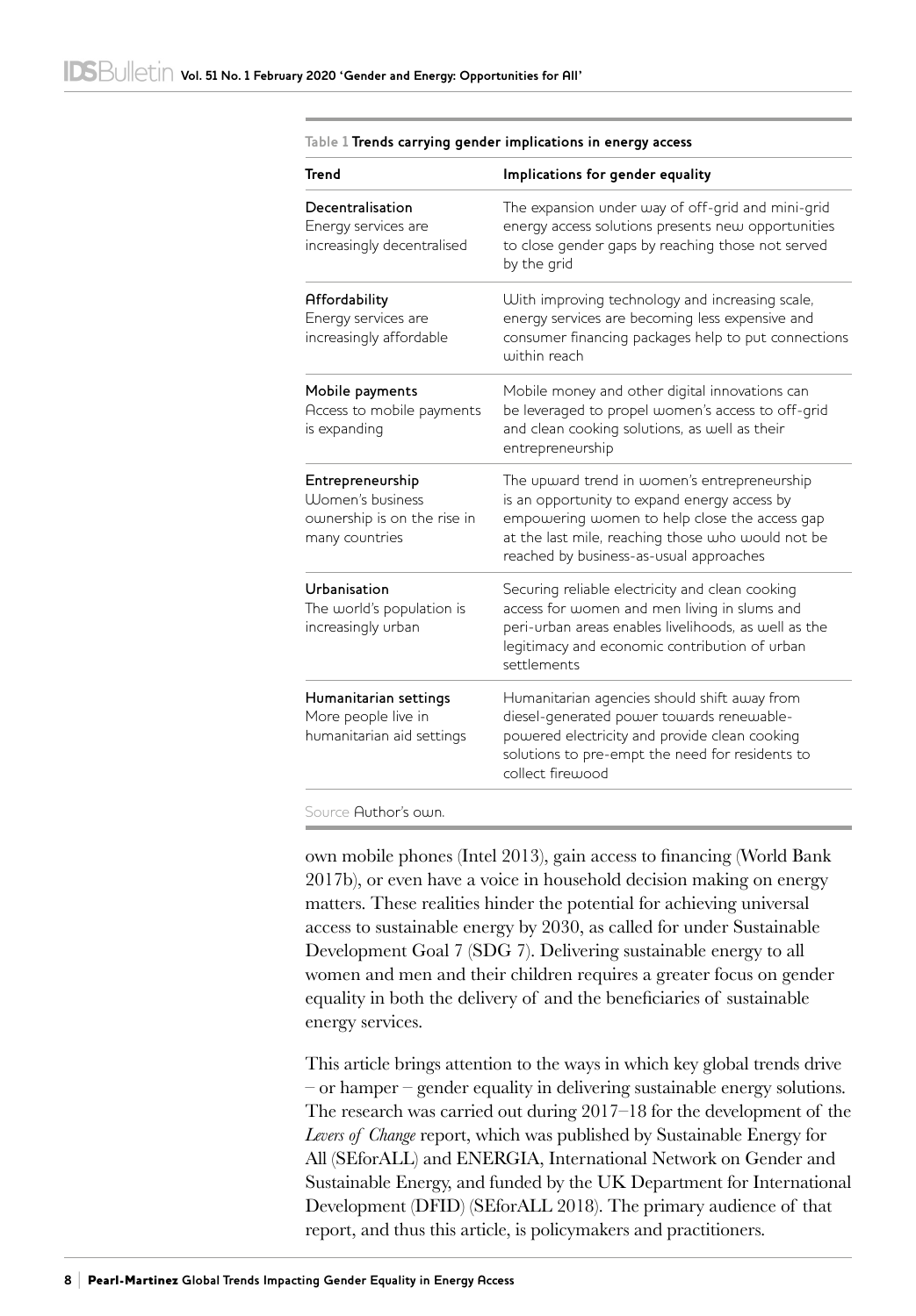Table 1 **Trends carrying gender implications in energy access**

| Trend | Implications for gender equality |
|---|---|
| **Decentralisation** Energy services are increasingly decentralised | The expansion under way of off-grid and mini-grid energy access solutions presents new opportunities to close gender gaps by reaching those not served by the grid |
| **Affordability** Energy services are increasingly affordable | With improving technology and increasing scale, energy services are becoming less expensive and consumer financing packages help to put connections within reach |
| **Mobile payments** Access to mobile payments is expanding | Mobile money and other digital innovations can be leveraged to propel women's access to off-grid and clean cooking solutions, as well as their entrepreneurship |
| **Entrepreneurship** Women's business ownership is on the rise in many countries | The upward trend in women's entrepreneurship is an opportunity to expand energy access by empowering women to help close the access gap at the last mile, reaching those who would not be reached by business-as-usual approaches |
| **Urbanisation** The world's population is increasingly urban | Securing reliable electricity and clean cooking access for women and men living in slums and peri-urban areas enables livelihoods, as well as the legitimacy and economic contribution of urban settlements |
| **Humanitarian settings** More people live in humanitarian aid settings | Humanitarian agencies should shift away from diesel-generated power towards renewable-powered electricity and provide clean cooking solutions to pre-empt the need for residents to collect firewood |

Source Author's own.

own mobile phones (Intel 2013), gain access to financing (World Bank 2017b), or even have a voice in household decision making on energy matters. These realities hinder the potential for achieving universal access to sustainable energy by 2030, as called for under Sustainable Development Goal 7 (SDG 7). Delivering sustainable energy to all women and men and their children requires a greater focus on gender equality in both the delivery of and the beneficiaries of sustainable energy services.

This article brings attention to the ways in which key global trends drive – or hamper – gender equality in delivering sustainable energy solutions. The research was carried out during 2017–18 for the development of the *Levers of Change* report, which was published by Sustainable Energy for All (SEforALL) and ENERGIA, International Network on Gender and Sustainable Energy, and funded by the UK Department for International Development (DFID) (SEforALL 2018). The primary audience of that report, and thus this article, is policymakers and practitioners.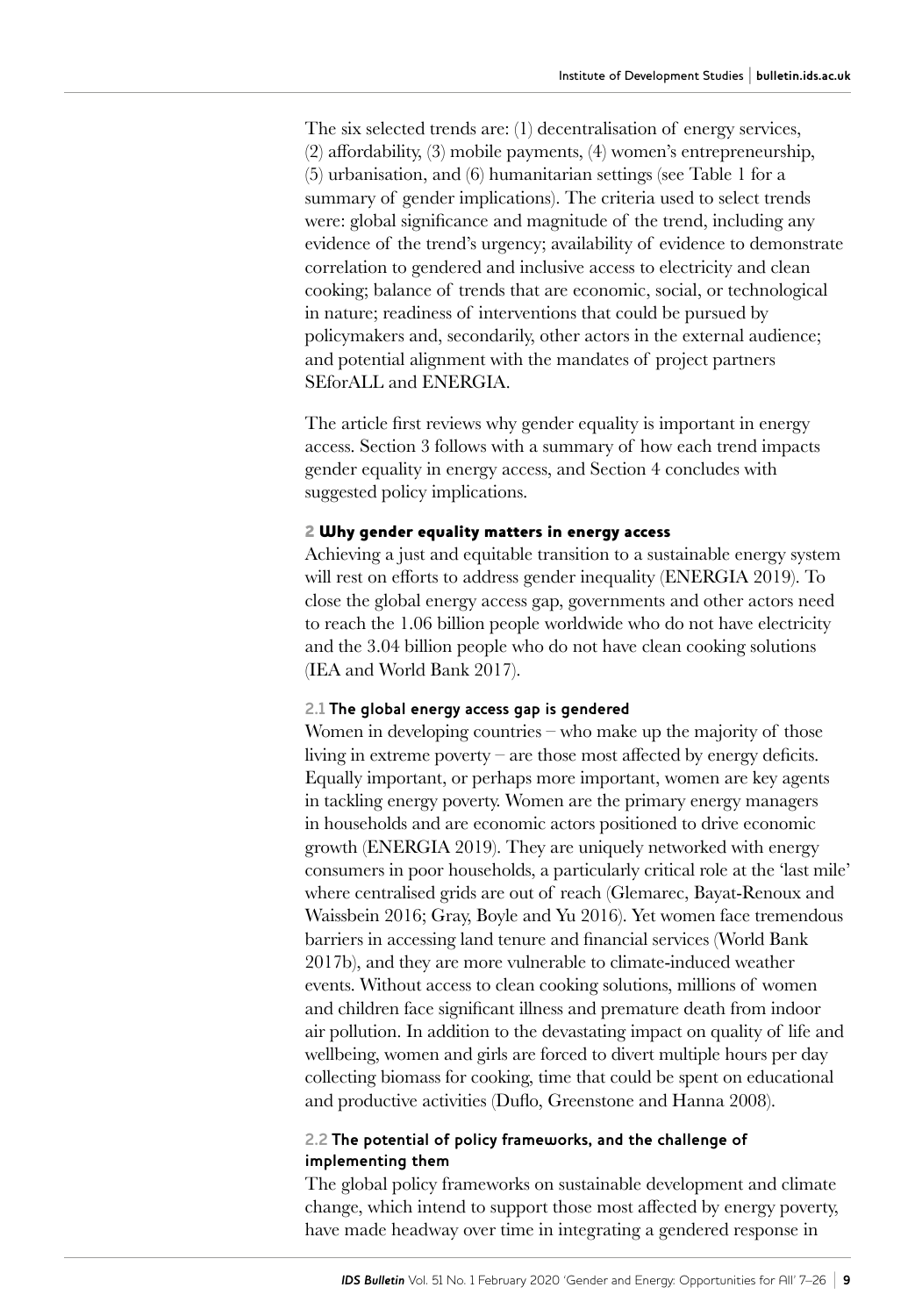The six selected trends are: (1) decentralisation of energy services, (2) affordability, (3) mobile payments, (4) women's entrepreneurship, (5) urbanisation, and (6) humanitarian settings (see Table 1 for a summary of gender implications). The criteria used to select trends were: global significance and magnitude of the trend, including any evidence of the trend's urgency; availability of evidence to demonstrate correlation to gendered and inclusive access to electricity and clean cooking; balance of trends that are economic, social, or technological in nature; readiness of interventions that could be pursued by policymakers and, secondarily, other actors in the external audience; and potential alignment with the mandates of project partners SEforALL and ENERGIA.

The article first reviews why gender equality is important in energy access. Section 3 follows with a summary of how each trend impacts gender equality in energy access, and Section 4 concludes with suggested policy implications.

## 2 Why gender equality matters in energy access

Achieving a just and equitable transition to a sustainable energy system will rest on efforts to address gender inequality (ENERGIA 2019). To close the global energy access gap, governments and other actors need to reach the 1.06 billion people worldwide who do not have electricity and the 3.04 billion people who do not have clean cooking solutions (IEA and World Bank 2017).

### 2.1 The global energy access gap is gendered

Women in developing countries – who make up the majority of those living in extreme poverty – are those most affected by energy deficits. Equally important, or perhaps more important, women are key agents in tackling energy poverty. Women are the primary energy managers in households and are economic actors positioned to drive economic growth (ENERGIA 2019). They are uniquely networked with energy consumers in poor households, a particularly critical role at the 'last mile' where centralised grids are out of reach (Glemarec, Bayat-Renoux and Waissbein 2016; Gray, Boyle and Yu 2016). Yet women face tremendous barriers in accessing land tenure and financial services (World Bank 2017b), and they are more vulnerable to climate-induced weather events. Without access to clean cooking solutions, millions of women and children face significant illness and premature death from indoor air pollution. In addition to the devastating impact on quality of life and wellbeing, women and girls are forced to divert multiple hours per day collecting biomass for cooking, time that could be spent on educational and productive activities (Duflo, Greenstone and Hanna 2008).

### 2.2 The potential of policy frameworks, and the challenge of implementing them

The global policy frameworks on sustainable development and climate change, which intend to support those most affected by energy poverty, have made headway over time in integrating a gendered response in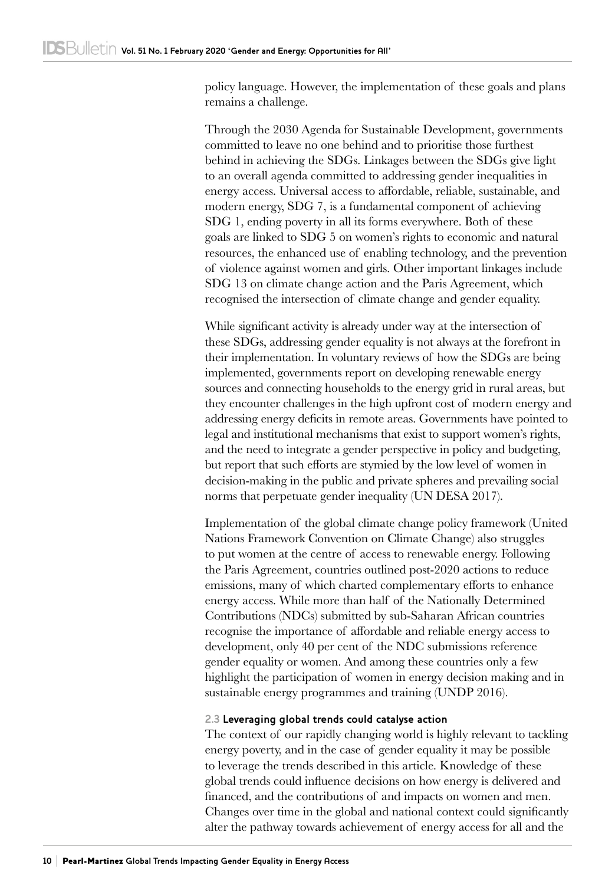policy language. However, the implementation of these goals and plans remains a challenge.

Through the 2030 Agenda for Sustainable Development, governments committed to leave no one behind and to prioritise those furthest behind in achieving the SDGs. Linkages between the SDGs give light to an overall agenda committed to addressing gender inequalities in energy access. Universal access to affordable, reliable, sustainable, and modern energy, SDG 7, is a fundamental component of achieving SDG 1, ending poverty in all its forms everywhere. Both of these goals are linked to SDG 5 on women's rights to economic and natural resources, the enhanced use of enabling technology, and the prevention of violence against women and girls. Other important linkages include SDG 13 on climate change action and the Paris Agreement, which recognised the intersection of climate change and gender equality.

While significant activity is already under way at the intersection of these SDGs, addressing gender equality is not always at the forefront in their implementation. In voluntary reviews of how the SDGs are being implemented, governments report on developing renewable energy sources and connecting households to the energy grid in rural areas, but they encounter challenges in the high upfront cost of modern energy and addressing energy deficits in remote areas. Governments have pointed to legal and institutional mechanisms that exist to support women's rights, and the need to integrate a gender perspective in policy and budgeting, but report that such efforts are stymied by the low level of women in decision-making in the public and private spheres and prevailing social norms that perpetuate gender inequality (UN DESA 2017).

Implementation of the global climate change policy framework (United Nations Framework Convention on Climate Change) also struggles to put women at the centre of access to renewable energy. Following the Paris Agreement, countries outlined post-2020 actions to reduce emissions, many of which charted complementary efforts to enhance energy access. While more than half of the Nationally Determined Contributions (NDCs) submitted by sub-Saharan African countries recognise the importance of affordable and reliable energy access to development, only 40 per cent of the NDC submissions reference gender equality or women. And among these countries only a few highlight the participation of women in energy decision making and in sustainable energy programmes and training (UNDP 2016).

### 2.3 Leveraging global trends could catalyse action

The context of our rapidly changing world is highly relevant to tackling energy poverty, and in the case of gender equality it may be possible to leverage the trends described in this article. Knowledge of these global trends could influence decisions on how energy is delivered and financed, and the contributions of and impacts on women and men. Changes over time in the global and national context could significantly alter the pathway towards achievement of energy access for all and the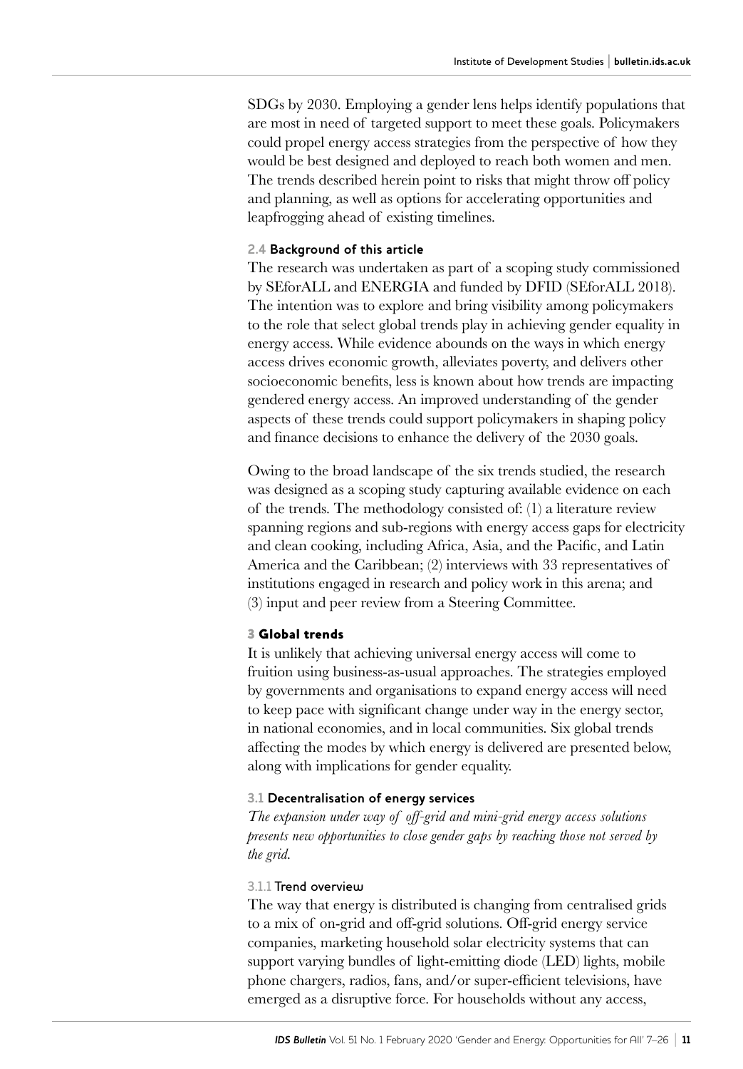SDGs by 2030. Employing a gender lens helps identify populations that are most in need of targeted support to meet these goals. Policymakers could propel energy access strategies from the perspective of how they would be best designed and deployed to reach both women and men. The trends described herein point to risks that might throw off policy and planning, as well as options for accelerating opportunities and leapfrogging ahead of existing timelines.

### 2.4 Background of this article

The research was undertaken as part of a scoping study commissioned by SEforALL and ENERGIA and funded by DFID (SEforALL 2018). The intention was to explore and bring visibility among policymakers to the role that select global trends play in achieving gender equality in energy access. While evidence abounds on the ways in which energy access drives economic growth, alleviates poverty, and delivers other socioeconomic benefits, less is known about how trends are impacting gendered energy access. An improved understanding of the gender aspects of these trends could support policymakers in shaping policy and finance decisions to enhance the delivery of the 2030 goals.

Owing to the broad landscape of the six trends studied, the research was designed as a scoping study capturing available evidence on each of the trends. The methodology consisted of: (1) a literature review spanning regions and sub-regions with energy access gaps for electricity and clean cooking, including Africa, Asia, and the Pacific, and Latin America and the Caribbean; (2) interviews with 33 representatives of institutions engaged in research and policy work in this arena; and (3) input and peer review from a Steering Committee.

## 3 Global trends

It is unlikely that achieving universal energy access will come to fruition using business-as-usual approaches. The strategies employed by governments and organisations to expand energy access will need to keep pace with significant change under way in the energy sector, in national economies, and in local communities. Six global trends affecting the modes by which energy is delivered are presented below, along with implications for gender equality.

### 3.1 Decentralisation of energy services

*The expansion under way of off-grid and mini-grid energy access solutions presents new opportunities to close gender gaps by reaching those not served by the grid.*

#### 3.1.1 Trend overview

The way that energy is distributed is changing from centralised grids to a mix of on-grid and off-grid solutions. Off-grid energy service companies, marketing household solar electricity systems that can support varying bundles of light-emitting diode (LED) lights, mobile phone chargers, radios, fans, and/or super-efficient televisions, have emerged as a disruptive force. For households without any access,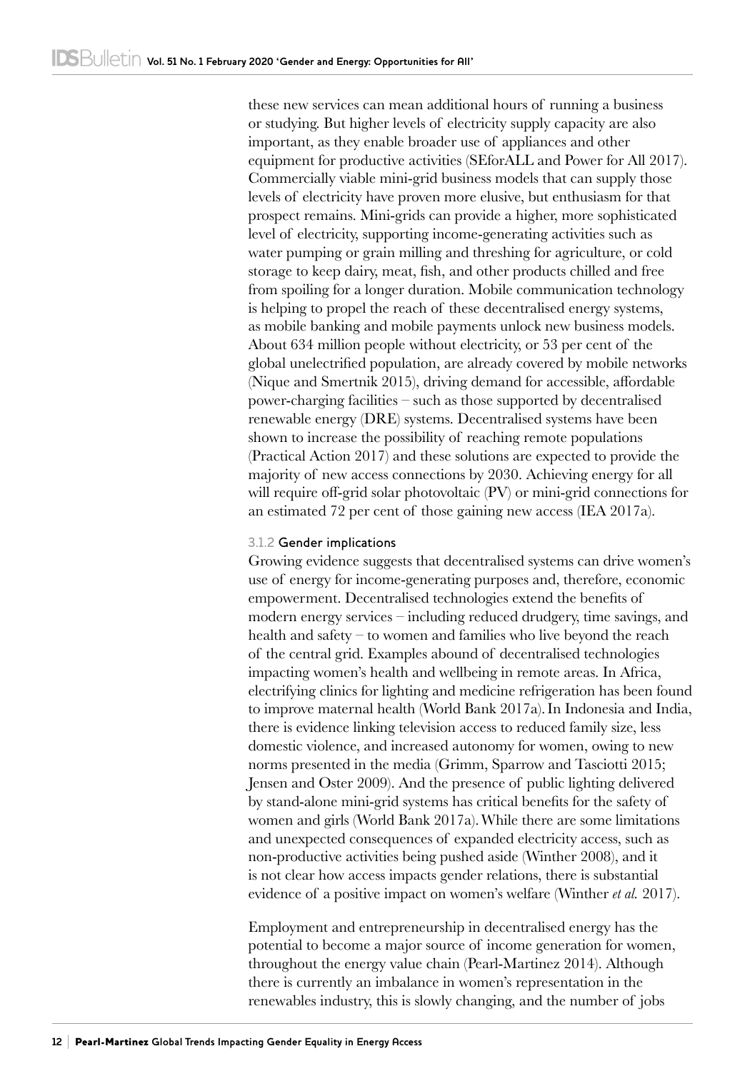these new services can mean additional hours of running a business or studying. But higher levels of electricity supply capacity are also important, as they enable broader use of appliances and other equipment for productive activities (SEforALL and Power for All 2017). Commercially viable mini-grid business models that can supply those levels of electricity have proven more elusive, but enthusiasm for that prospect remains. Mini-grids can provide a higher, more sophisticated level of electricity, supporting income-generating activities such as water pumping or grain milling and threshing for agriculture, or cold storage to keep dairy, meat, fish, and other products chilled and free from spoiling for a longer duration. Mobile communication technology is helping to propel the reach of these decentralised energy systems, as mobile banking and mobile payments unlock new business models. About 634 million people without electricity, or 53 per cent of the global unelectrified population, are already covered by mobile networks (Nique and Smertnik 2015), driving demand for accessible, affordable power-charging facilities – such as those supported by decentralised renewable energy (DRE) systems. Decentralised systems have been shown to increase the possibility of reaching remote populations (Practical Action 2017) and these solutions are expected to provide the majority of new access connections by 2030. Achieving energy for all will require off-grid solar photovoltaic (PV) or mini-grid connections for an estimated 72 per cent of those gaining new access (IEA 2017a).

#### 3.1.2 Gender implications

Growing evidence suggests that decentralised systems can drive women's use of energy for income-generating purposes and, therefore, economic empowerment. Decentralised technologies extend the benefits of modern energy services – including reduced drudgery, time savings, and health and safety – to women and families who live beyond the reach of the central grid. Examples abound of decentralised technologies impacting women's health and wellbeing in remote areas. In Africa, electrifying clinics for lighting and medicine refrigeration has been found to improve maternal health (World Bank 2017a). In Indonesia and India, there is evidence linking television access to reduced family size, less domestic violence, and increased autonomy for women, owing to new norms presented in the media (Grimm, Sparrow and Tasciotti 2015; Jensen and Oster 2009). And the presence of public lighting delivered by stand-alone mini-grid systems has critical benefits for the safety of women and girls (World Bank 2017a). While there are some limitations and unexpected consequences of expanded electricity access, such as non-productive activities being pushed aside (Winther 2008), and it is not clear how access impacts gender relations, there is substantial evidence of a positive impact on women's welfare (Winther *et al.* 2017).

Employment and entrepreneurship in decentralised energy has the potential to become a major source of income generation for women, throughout the energy value chain (Pearl-Martinez 2014). Although there is currently an imbalance in women's representation in the renewables industry, this is slowly changing, and the number of jobs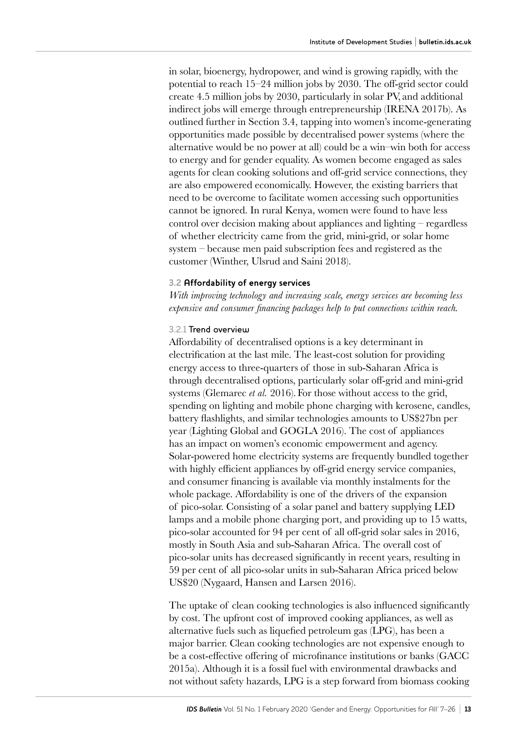in solar, bioenergy, hydropower, and wind is growing rapidly, with the potential to reach 15–24 million jobs by 2030. The off-grid sector could create 4.5 million jobs by 2030, particularly in solar PV, and additional indirect jobs will emerge through entrepreneurship (IRENA 2017b). As outlined further in Section 3.4, tapping into women's income-generating opportunities made possible by decentralised power systems (where the alternative would be no power at all) could be a win–win both for access to energy and for gender equality. As women become engaged as sales agents for clean cooking solutions and off-grid service connections, they are also empowered economically. However, the existing barriers that need to be overcome to facilitate women accessing such opportunities cannot be ignored. In rural Kenya, women were found to have less control over decision making about appliances and lighting – regardless of whether electricity came from the grid, mini-grid, or solar home system – because men paid subscription fees and registered as the customer (Winther, Ulsrud and Saini 2018).

### 3.2 Affordability of energy services

*With improving technology and increasing scale, energy services are becoming less expensive and consumer financing packages help to put connections within reach.*

#### 3.2.1 Trend overview

Affordability of decentralised options is a key determinant in electrification at the last mile. The least-cost solution for providing energy access to three-quarters of those in sub-Saharan Africa is through decentralised options, particularly solar off-grid and mini-grid systems (Glemarec *et al.* 2016). For those without access to the grid, spending on lighting and mobile phone charging with kerosene, candles, battery flashlights, and similar technologies amounts to US$27bn per year (Lighting Global and GOGLA 2016). The cost of appliances has an impact on women's economic empowerment and agency. Solar-powered home electricity systems are frequently bundled together with highly efficient appliances by off-grid energy service companies, and consumer financing is available via monthly instalments for the whole package. Affordability is one of the drivers of the expansion of pico-solar. Consisting of a solar panel and battery supplying LED lamps and a mobile phone charging port, and providing up to 15 watts, pico-solar accounted for 94 per cent of all off-grid solar sales in 2016, mostly in South Asia and sub-Saharan Africa. The overall cost of pico-solar units has decreased significantly in recent years, resulting in 59 per cent of all pico-solar units in sub-Saharan Africa priced below US$20 (Nygaard, Hansen and Larsen 2016).

The uptake of clean cooking technologies is also influenced significantly by cost. The upfront cost of improved cooking appliances, as well as alternative fuels such as liquefied petroleum gas (LPG), has been a major barrier. Clean cooking technologies are not expensive enough to be a cost-effective offering of microfinance institutions or banks (GACC 2015a). Although it is a fossil fuel with environmental drawbacks and not without safety hazards, LPG is a step forward from biomass cooking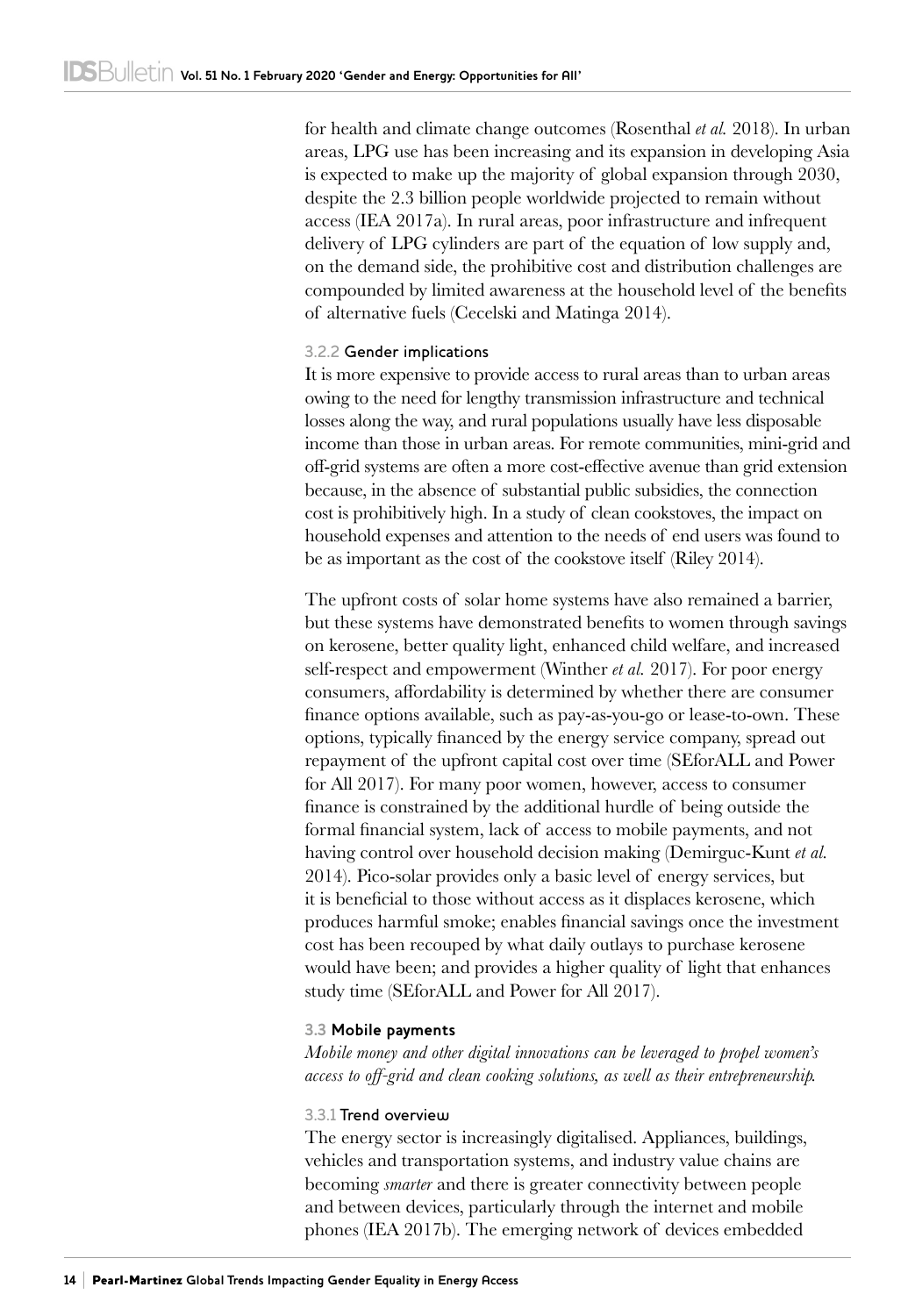for health and climate change outcomes (Rosenthal *et al.* 2018). In urban areas, LPG use has been increasing and its expansion in developing Asia is expected to make up the majority of global expansion through 2030, despite the 2.3 billion people worldwide projected to remain without access (IEA 2017a). In rural areas, poor infrastructure and infrequent delivery of LPG cylinders are part of the equation of low supply and, on the demand side, the prohibitive cost and distribution challenges are compounded by limited awareness at the household level of the benefits of alternative fuels (Cecelski and Matinga 2014).

#### 3.2.2 Gender implications

It is more expensive to provide access to rural areas than to urban areas owing to the need for lengthy transmission infrastructure and technical losses along the way, and rural populations usually have less disposable income than those in urban areas. For remote communities, mini-grid and off-grid systems are often a more cost-effective avenue than grid extension because, in the absence of substantial public subsidies, the connection cost is prohibitively high. In a study of clean cookstoves, the impact on household expenses and attention to the needs of end users was found to be as important as the cost of the cookstove itself (Riley 2014).

The upfront costs of solar home systems have also remained a barrier, but these systems have demonstrated benefits to women through savings on kerosene, better quality light, enhanced child welfare, and increased self-respect and empowerment (Winther *et al.* 2017). For poor energy consumers, affordability is determined by whether there are consumer finance options available, such as pay-as-you-go or lease-to-own. These options, typically financed by the energy service company, spread out repayment of the upfront capital cost over time (SEforALL and Power for All 2017). For many poor women, however, access to consumer finance is constrained by the additional hurdle of being outside the formal financial system, lack of access to mobile payments, and not having control over household decision making (Demirguc-Kunt *et al.* 2014). Pico-solar provides only a basic level of energy services, but it is beneficial to those without access as it displaces kerosene, which produces harmful smoke; enables financial savings once the investment cost has been recouped by what daily outlays to purchase kerosene would have been; and provides a higher quality of light that enhances study time (SEforALL and Power for All 2017).

### 3.3 Mobile payments

*Mobile money and other digital innovations can be leveraged to propel women's access to off-grid and clean cooking solutions, as well as their entrepreneurship.*

#### 3.3.1 Trend overview

The energy sector is increasingly digitalised. Appliances, buildings, vehicles and transportation systems, and industry value chains are becoming *smarter* and there is greater connectivity between people and between devices, particularly through the internet and mobile phones (IEA 2017b). The emerging network of devices embedded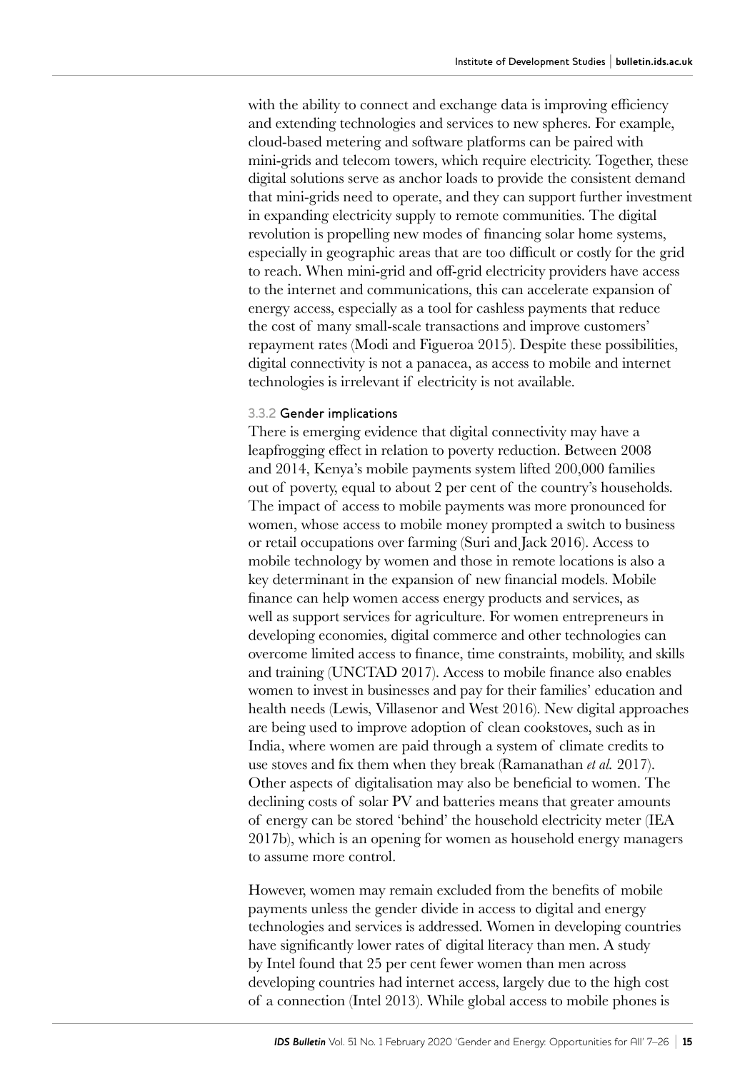with the ability to connect and exchange data is improving efficiency and extending technologies and services to new spheres. For example, cloud-based metering and software platforms can be paired with mini-grids and telecom towers, which require electricity. Together, these digital solutions serve as anchor loads to provide the consistent demand that mini-grids need to operate, and they can support further investment in expanding electricity supply to remote communities. The digital revolution is propelling new modes of financing solar home systems, especially in geographic areas that are too difficult or costly for the grid to reach. When mini-grid and off-grid electricity providers have access to the internet and communications, this can accelerate expansion of energy access, especially as a tool for cashless payments that reduce the cost of many small-scale transactions and improve customers' repayment rates (Modi and Figueroa 2015). Despite these possibilities, digital connectivity is not a panacea, as access to mobile and internet technologies is irrelevant if electricity is not available.

#### 3.3.2 Gender implications

There is emerging evidence that digital connectivity may have a leapfrogging effect in relation to poverty reduction. Between 2008 and 2014, Kenya's mobile payments system lifted 200,000 families out of poverty, equal to about 2 per cent of the country's households. The impact of access to mobile payments was more pronounced for women, whose access to mobile money prompted a switch to business or retail occupations over farming (Suri and Jack 2016). Access to mobile technology by women and those in remote locations is also a key determinant in the expansion of new financial models. Mobile finance can help women access energy products and services, as well as support services for agriculture. For women entrepreneurs in developing economies, digital commerce and other technologies can overcome limited access to finance, time constraints, mobility, and skills and training (UNCTAD 2017). Access to mobile finance also enables women to invest in businesses and pay for their families' education and health needs (Lewis, Villasenor and West 2016). New digital approaches are being used to improve adoption of clean cookstoves, such as in India, where women are paid through a system of climate credits to use stoves and fix them when they break (Ramanathan *et al.* 2017). Other aspects of digitalisation may also be beneficial to women. The declining costs of solar PV and batteries means that greater amounts of energy can be stored 'behind' the household electricity meter (IEA 2017b), which is an opening for women as household energy managers to assume more control.

However, women may remain excluded from the benefits of mobile payments unless the gender divide in access to digital and energy technologies and services is addressed. Women in developing countries have significantly lower rates of digital literacy than men. A study by Intel found that 25 per cent fewer women than men across developing countries had internet access, largely due to the high cost of a connection (Intel 2013). While global access to mobile phones is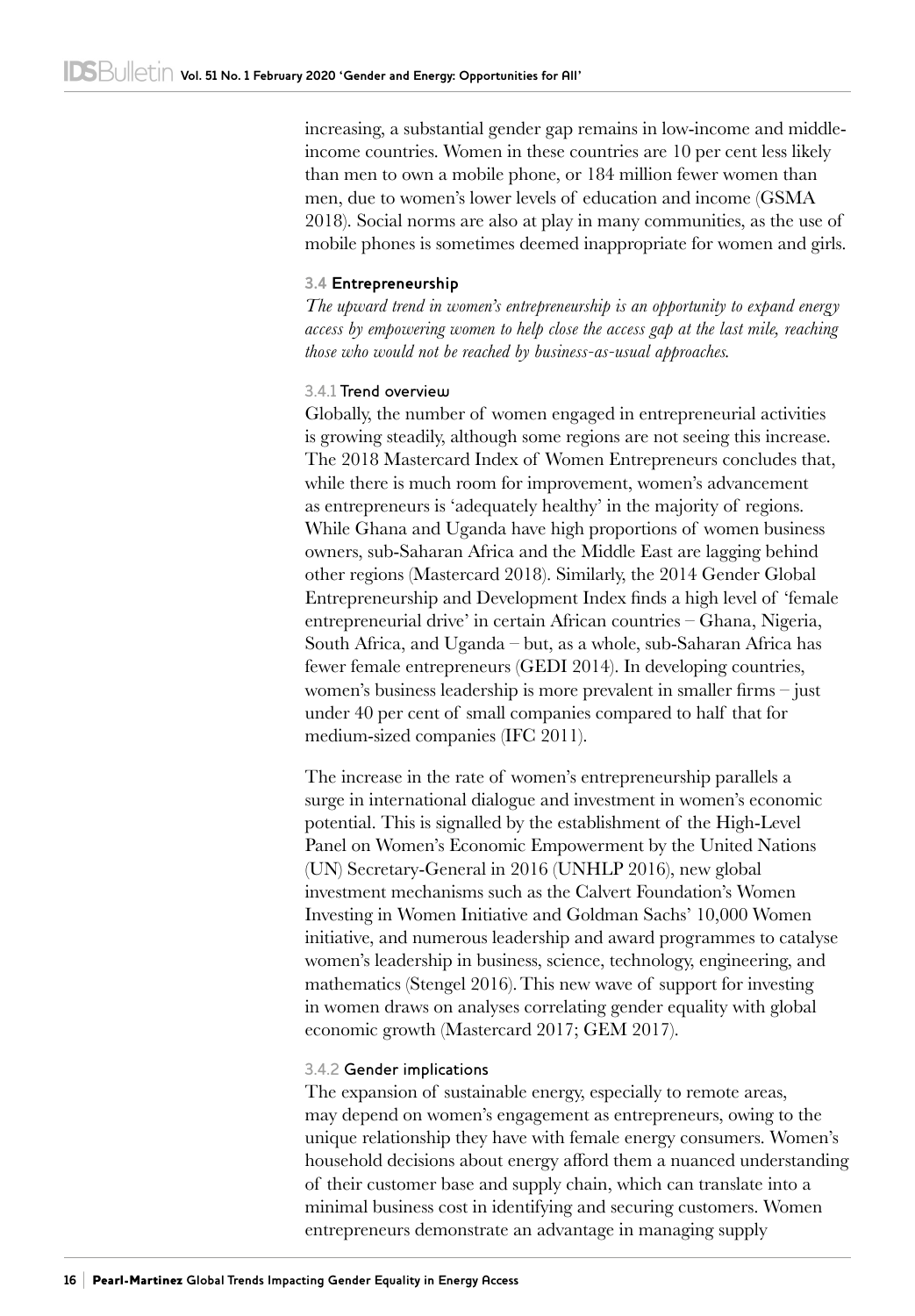increasing, a substantial gender gap remains in low-income and middle-income countries. Women in these countries are 10 per cent less likely than men to own a mobile phone, or 184 million fewer women than men, due to women's lower levels of education and income (GSMA 2018). Social norms are also at play in many communities, as the use of mobile phones is sometimes deemed inappropriate for women and girls.

### 3.4 Entrepreneurship

*The upward trend in women's entrepreneurship is an opportunity to expand energy access by empowering women to help close the access gap at the last mile, reaching those who would not be reached by business-as-usual approaches.*

#### 3.4.1 Trend overview

Globally, the number of women engaged in entrepreneurial activities is growing steadily, although some regions are not seeing this increase. The 2018 Mastercard Index of Women Entrepreneurs concludes that, while there is much room for improvement, women's advancement as entrepreneurs is 'adequately healthy' in the majority of regions. While Ghana and Uganda have high proportions of women business owners, sub-Saharan Africa and the Middle East are lagging behind other regions (Mastercard 2018). Similarly, the 2014 Gender Global Entrepreneurship and Development Index finds a high level of 'female entrepreneurial drive' in certain African countries – Ghana, Nigeria, South Africa, and Uganda – but, as a whole, sub-Saharan Africa has fewer female entrepreneurs (GEDI 2014). In developing countries, women's business leadership is more prevalent in smaller firms – just under 40 per cent of small companies compared to half that for medium-sized companies (IFC 2011).

The increase in the rate of women's entrepreneurship parallels a surge in international dialogue and investment in women's economic potential. This is signalled by the establishment of the High-Level Panel on Women's Economic Empowerment by the United Nations (UN) Secretary-General in 2016 (UNHLP 2016), new global investment mechanisms such as the Calvert Foundation's Women Investing in Women Initiative and Goldman Sachs' 10,000 Women initiative, and numerous leadership and award programmes to catalyse women's leadership in business, science, technology, engineering, and mathematics (Stengel 2016). This new wave of support for investing in women draws on analyses correlating gender equality with global economic growth (Mastercard 2017; GEM 2017).

#### 3.4.2 Gender implications

The expansion of sustainable energy, especially to remote areas, may depend on women's engagement as entrepreneurs, owing to the unique relationship they have with female energy consumers. Women's household decisions about energy afford them a nuanced understanding of their customer base and supply chain, which can translate into a minimal business cost in identifying and securing customers. Women entrepreneurs demonstrate an advantage in managing supply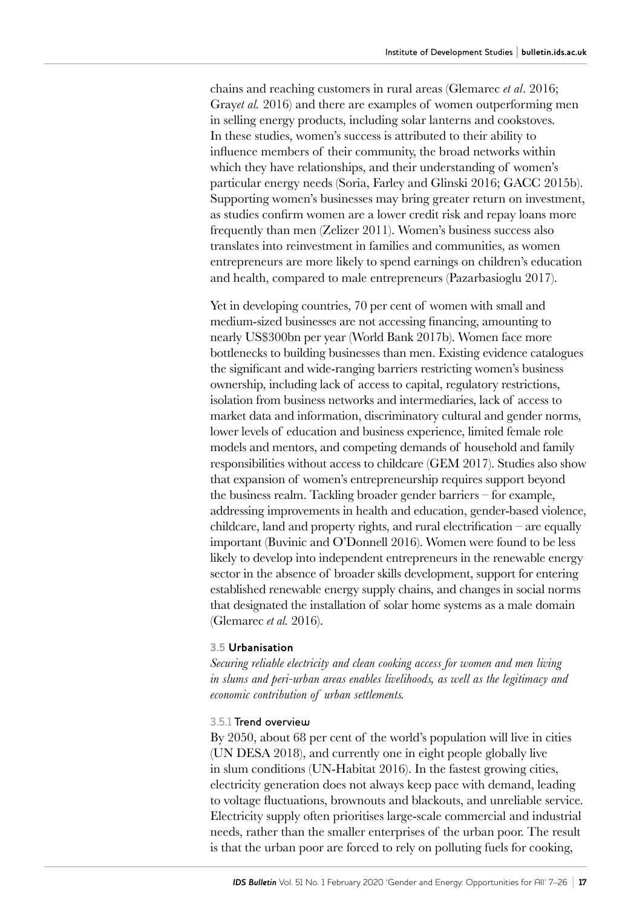chains and reaching customers in rural areas (Glemarec *et al*. 2016; Gray*et al.* 2016) and there are examples of women outperforming men in selling energy products, including solar lanterns and cookstoves. In these studies, women's success is attributed to their ability to influence members of their community, the broad networks within which they have relationships, and their understanding of women's particular energy needs (Soria, Farley and Glinski 2016; GACC 2015b). Supporting women's businesses may bring greater return on investment, as studies confirm women are a lower credit risk and repay loans more frequently than men (Zelizer 2011). Women's business success also translates into reinvestment in families and communities, as women entrepreneurs are more likely to spend earnings on children's education and health, compared to male entrepreneurs (Pazarbasioglu 2017).

Yet in developing countries, 70 per cent of women with small and medium-sized businesses are not accessing financing, amounting to nearly US$300bn per year (World Bank 2017b). Women face more bottlenecks to building businesses than men. Existing evidence catalogues the significant and wide-ranging barriers restricting women's business ownership, including lack of access to capital, regulatory restrictions, isolation from business networks and intermediaries, lack of access to market data and information, discriminatory cultural and gender norms, lower levels of education and business experience, limited female role models and mentors, and competing demands of household and family responsibilities without access to childcare (GEM 2017). Studies also show that expansion of women's entrepreneurship requires support beyond the business realm. Tackling broader gender barriers – for example, addressing improvements in health and education, gender-based violence, childcare, land and property rights, and rural electrification – are equally important (Buvinic and O'Donnell 2016). Women were found to be less likely to develop into independent entrepreneurs in the renewable energy sector in the absence of broader skills development, support for entering established renewable energy supply chains, and changes in social norms that designated the installation of solar home systems as a male domain (Glemarec *et al.* 2016).

### 3.5 Urbanisation

*Securing reliable electricity and clean cooking access for women and men living in slums and peri-urban areas enables livelihoods, as well as the legitimacy and economic contribution of urban settlements.*

#### 3.5.1 Trend overview

By 2050, about 68 per cent of the world's population will live in cities (UN DESA 2018), and currently one in eight people globally live in slum conditions (UN-Habitat 2016). In the fastest growing cities, electricity generation does not always keep pace with demand, leading to voltage fluctuations, brownouts and blackouts, and unreliable service. Electricity supply often prioritises large-scale commercial and industrial needs, rather than the smaller enterprises of the urban poor. The result is that the urban poor are forced to rely on polluting fuels for cooking,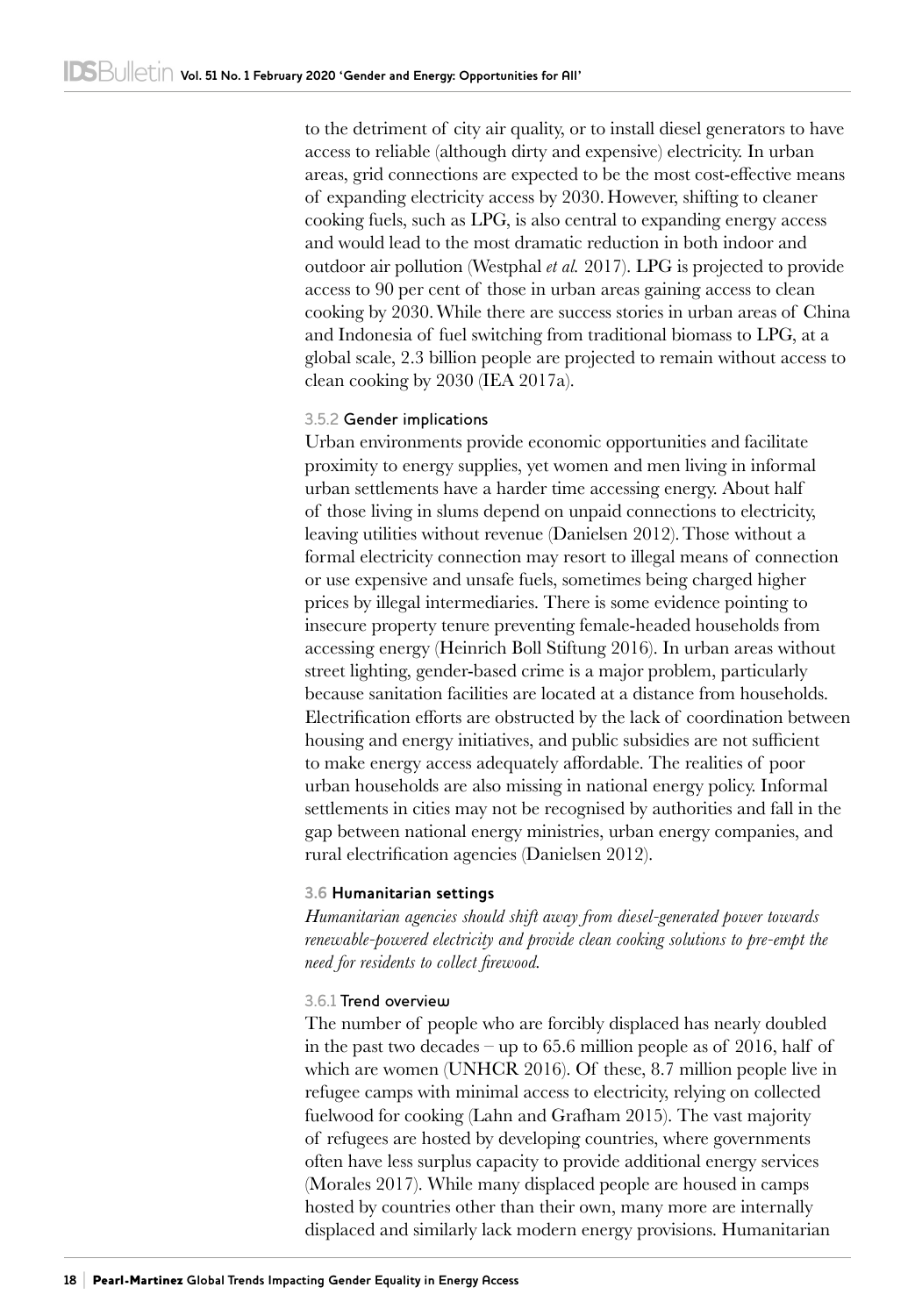to the detriment of city air quality, or to install diesel generators to have access to reliable (although dirty and expensive) electricity. In urban areas, grid connections are expected to be the most cost-effective means of expanding electricity access by 2030. However, shifting to cleaner cooking fuels, such as LPG, is also central to expanding energy access and would lead to the most dramatic reduction in both indoor and outdoor air pollution (Westphal *et al.* 2017). LPG is projected to provide access to 90 per cent of those in urban areas gaining access to clean cooking by 2030. While there are success stories in urban areas of China and Indonesia of fuel switching from traditional biomass to LPG, at a global scale, 2.3 billion people are projected to remain without access to clean cooking by 2030 (IEA 2017a).

#### 3.5.2 Gender implications

Urban environments provide economic opportunities and facilitate proximity to energy supplies, yet women and men living in informal urban settlements have a harder time accessing energy. About half of those living in slums depend on unpaid connections to electricity, leaving utilities without revenue (Danielsen 2012). Those without a formal electricity connection may resort to illegal means of connection or use expensive and unsafe fuels, sometimes being charged higher prices by illegal intermediaries. There is some evidence pointing to insecure property tenure preventing female-headed households from accessing energy (Heinrich Boll Stiftung 2016). In urban areas without street lighting, gender-based crime is a major problem, particularly because sanitation facilities are located at a distance from households. Electrification efforts are obstructed by the lack of coordination between housing and energy initiatives, and public subsidies are not sufficient to make energy access adequately affordable. The realities of poor urban households are also missing in national energy policy. Informal settlements in cities may not be recognised by authorities and fall in the gap between national energy ministries, urban energy companies, and rural electrification agencies (Danielsen 2012).

### 3.6 Humanitarian settings

*Humanitarian agencies should shift away from diesel-generated power towards renewable-powered electricity and provide clean cooking solutions to pre-empt the need for residents to collect firewood.*

#### 3.6.1 Trend overview

The number of people who are forcibly displaced has nearly doubled in the past two decades – up to 65.6 million people as of 2016, half of which are women (UNHCR 2016). Of these, 8.7 million people live in refugee camps with minimal access to electricity, relying on collected fuelwood for cooking (Lahn and Grafham 2015). The vast majority of refugees are hosted by developing countries, where governments often have less surplus capacity to provide additional energy services (Morales 2017). While many displaced people are housed in camps hosted by countries other than their own, many more are internally displaced and similarly lack modern energy provisions. Humanitarian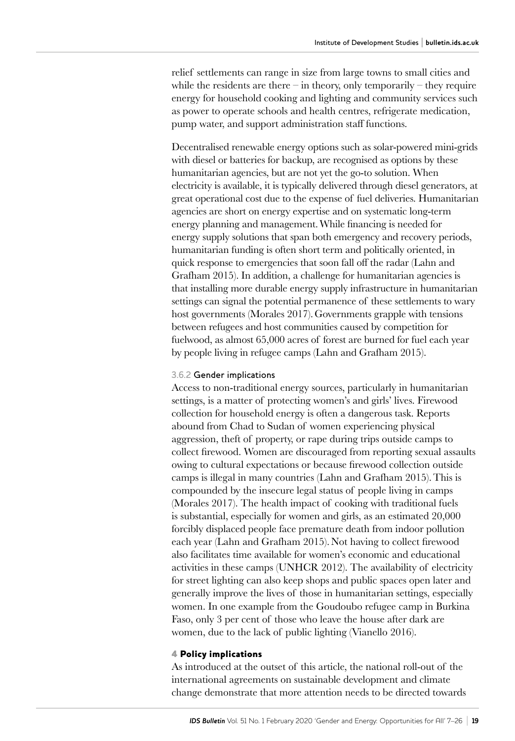relief settlements can range in size from large towns to small cities and while the residents are there – in theory, only temporarily – they require energy for household cooking and lighting and community services such as power to operate schools and health centres, refrigerate medication, pump water, and support administration staff functions.

Decentralised renewable energy options such as solar-powered mini-grids with diesel or batteries for backup, are recognised as options by these humanitarian agencies, but are not yet the go-to solution. When electricity is available, it is typically delivered through diesel generators, at great operational cost due to the expense of fuel deliveries. Humanitarian agencies are short on energy expertise and on systematic long-term energy planning and management. While financing is needed for energy supply solutions that span both emergency and recovery periods, humanitarian funding is often short term and politically oriented, in quick response to emergencies that soon fall off the radar (Lahn and Grafham 2015). In addition, a challenge for humanitarian agencies is that installing more durable energy supply infrastructure in humanitarian settings can signal the potential permanence of these settlements to wary host governments (Morales 2017). Governments grapple with tensions between refugees and host communities caused by competition for fuelwood, as almost 65,000 acres of forest are burned for fuel each year by people living in refugee camps (Lahn and Grafham 2015).

#### 3.6.2 Gender implications

Access to non-traditional energy sources, particularly in humanitarian settings, is a matter of protecting women's and girls' lives. Firewood collection for household energy is often a dangerous task. Reports abound from Chad to Sudan of women experiencing physical aggression, theft of property, or rape during trips outside camps to collect firewood. Women are discouraged from reporting sexual assaults owing to cultural expectations or because firewood collection outside camps is illegal in many countries (Lahn and Grafham 2015). This is compounded by the insecure legal status of people living in camps (Morales 2017). The health impact of cooking with traditional fuels is substantial, especially for women and girls, as an estimated 20,000 forcibly displaced people face premature death from indoor pollution each year (Lahn and Grafham 2015). Not having to collect firewood also facilitates time available for women's economic and educational activities in these camps (UNHCR 2012). The availability of electricity for street lighting can also keep shops and public spaces open later and generally improve the lives of those in humanitarian settings, especially women. In one example from the Goudoubo refugee camp in Burkina Faso, only 3 per cent of those who leave the house after dark are women, due to the lack of public lighting (Vianello 2016).

## 4 Policy implications

As introduced at the outset of this article, the national roll-out of the international agreements on sustainable development and climate change demonstrate that more attention needs to be directed towards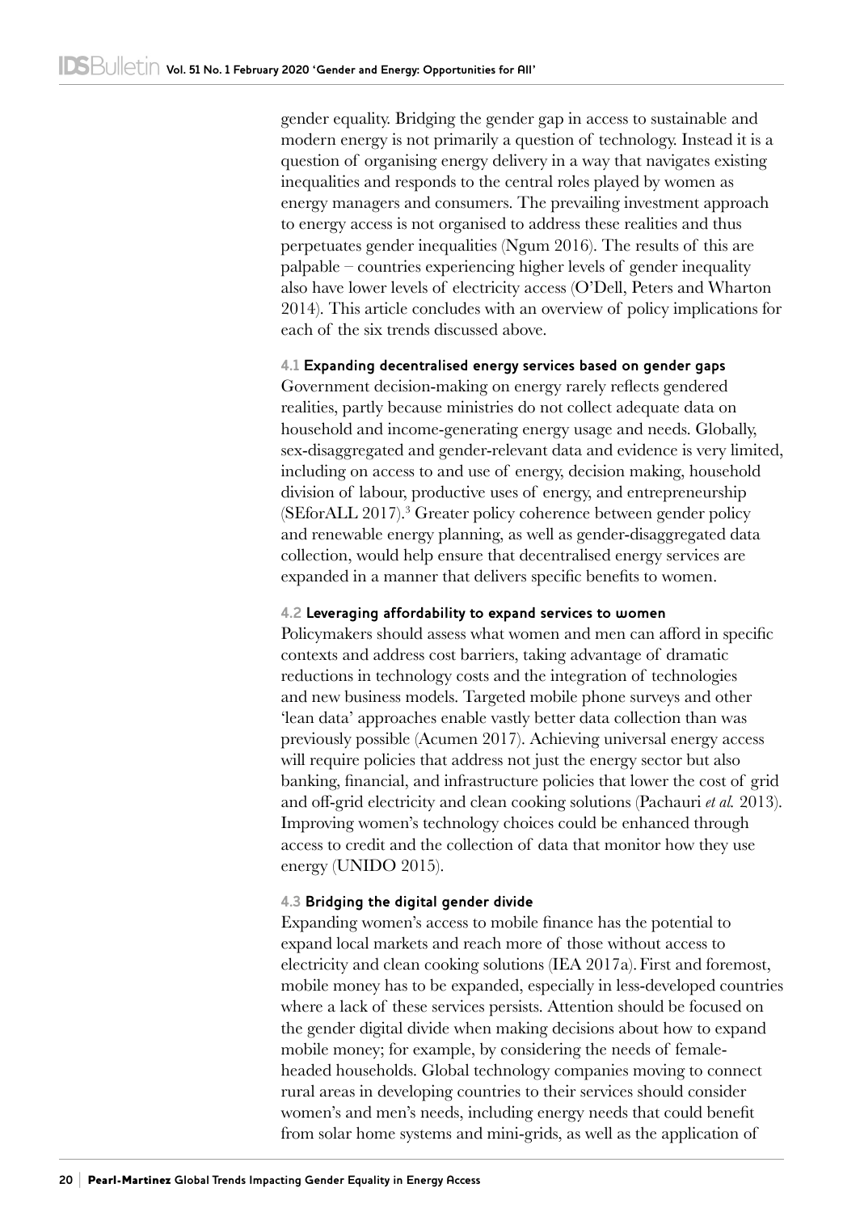gender equality. Bridging the gender gap in access to sustainable and modern energy is not primarily a question of technology. Instead it is a question of organising energy delivery in a way that navigates existing inequalities and responds to the central roles played by women as energy managers and consumers. The prevailing investment approach to energy access is not organised to address these realities and thus perpetuates gender inequalities (Ngum 2016). The results of this are palpable – countries experiencing higher levels of gender inequality also have lower levels of electricity access (O'Dell, Peters and Wharton 2014). This article concludes with an overview of policy implications for each of the six trends discussed above.

### 4.1 Expanding decentralised energy services based on gender gaps

Government decision-making on energy rarely reflects gendered realities, partly because ministries do not collect adequate data on household and income-generating energy usage and needs. Globally, sex-disaggregated and gender-relevant data and evidence is very limited, including on access to and use of energy, decision making, household division of labour, productive uses of energy, and entrepreneurship (SEforALL 2017).[3] Greater policy coherence between gender policy and renewable energy planning, as well as gender-disaggregated data collection, would help ensure that decentralised energy services are expanded in a manner that delivers specific benefits to women.

### 4.2 Leveraging affordability to expand services to women

Policymakers should assess what women and men can afford in specific contexts and address cost barriers, taking advantage of dramatic reductions in technology costs and the integration of technologies and new business models. Targeted mobile phone surveys and other 'lean data' approaches enable vastly better data collection than was previously possible (Acumen 2017). Achieving universal energy access will require policies that address not just the energy sector but also banking, financial, and infrastructure policies that lower the cost of grid and off-grid electricity and clean cooking solutions (Pachauri *et al.* 2013). Improving women's technology choices could be enhanced through access to credit and the collection of data that monitor how they use energy (UNIDO 2015).

### 4.3 Bridging the digital gender divide

Expanding women's access to mobile finance has the potential to expand local markets and reach more of those without access to electricity and clean cooking solutions (IEA 2017a). First and foremost, mobile money has to be expanded, especially in less-developed countries where a lack of these services persists. Attention should be focused on the gender digital divide when making decisions about how to expand mobile money; for example, by considering the needs of female-headed households. Global technology companies moving to connect rural areas in developing countries to their services should consider women's and men's needs, including energy needs that could benefit from solar home systems and mini-grids, as well as the application of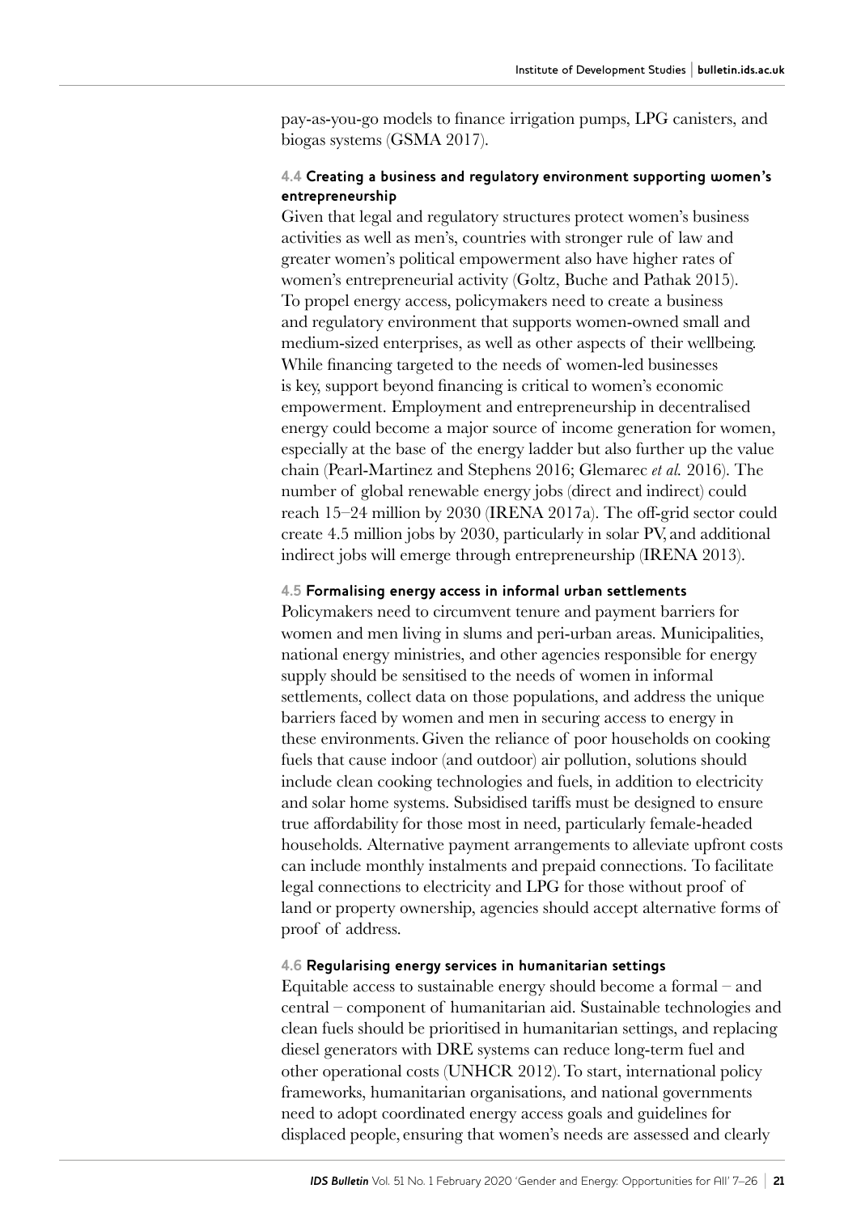pay-as-you-go models to finance irrigation pumps, LPG canisters, and biogas systems (GSMA 2017).

### 4.4 Creating a business and regulatory environment supporting women's entrepreneurship

Given that legal and regulatory structures protect women's business activities as well as men's, countries with stronger rule of law and greater women's political empowerment also have higher rates of women's entrepreneurial activity (Goltz, Buche and Pathak 2015). To propel energy access, policymakers need to create a business and regulatory environment that supports women-owned small and medium-sized enterprises, as well as other aspects of their wellbeing. While financing targeted to the needs of women-led businesses is key, support beyond financing is critical to women's economic empowerment. Employment and entrepreneurship in decentralised energy could become a major source of income generation for women, especially at the base of the energy ladder but also further up the value chain (Pearl-Martinez and Stephens 2016; Glemarec *et al.* 2016). The number of global renewable energy jobs (direct and indirect) could reach 15–24 million by 2030 (IRENA 2017a). The off-grid sector could create 4.5 million jobs by 2030, particularly in solar PV, and additional indirect jobs will emerge through entrepreneurship (IRENA 2013).

### 4.5 Formalising energy access in informal urban settlements

Policymakers need to circumvent tenure and payment barriers for women and men living in slums and peri-urban areas. Municipalities, national energy ministries, and other agencies responsible for energy supply should be sensitised to the needs of women in informal settlements, collect data on those populations, and address the unique barriers faced by women and men in securing access to energy in these environments. Given the reliance of poor households on cooking fuels that cause indoor (and outdoor) air pollution, solutions should include clean cooking technologies and fuels, in addition to electricity and solar home systems. Subsidised tariffs must be designed to ensure true affordability for those most in need, particularly female-headed households. Alternative payment arrangements to alleviate upfront costs can include monthly instalments and prepaid connections. To facilitate legal connections to electricity and LPG for those without proof of land or property ownership, agencies should accept alternative forms of proof of address.

### 4.6 Regularising energy services in humanitarian settings

Equitable access to sustainable energy should become a formal – and central – component of humanitarian aid. Sustainable technologies and clean fuels should be prioritised in humanitarian settings, and replacing diesel generators with DRE systems can reduce long-term fuel and other operational costs (UNHCR 2012). To start, international policy frameworks, humanitarian organisations, and national governments need to adopt coordinated energy access goals and guidelines for displaced people, ensuring that women's needs are assessed and clearly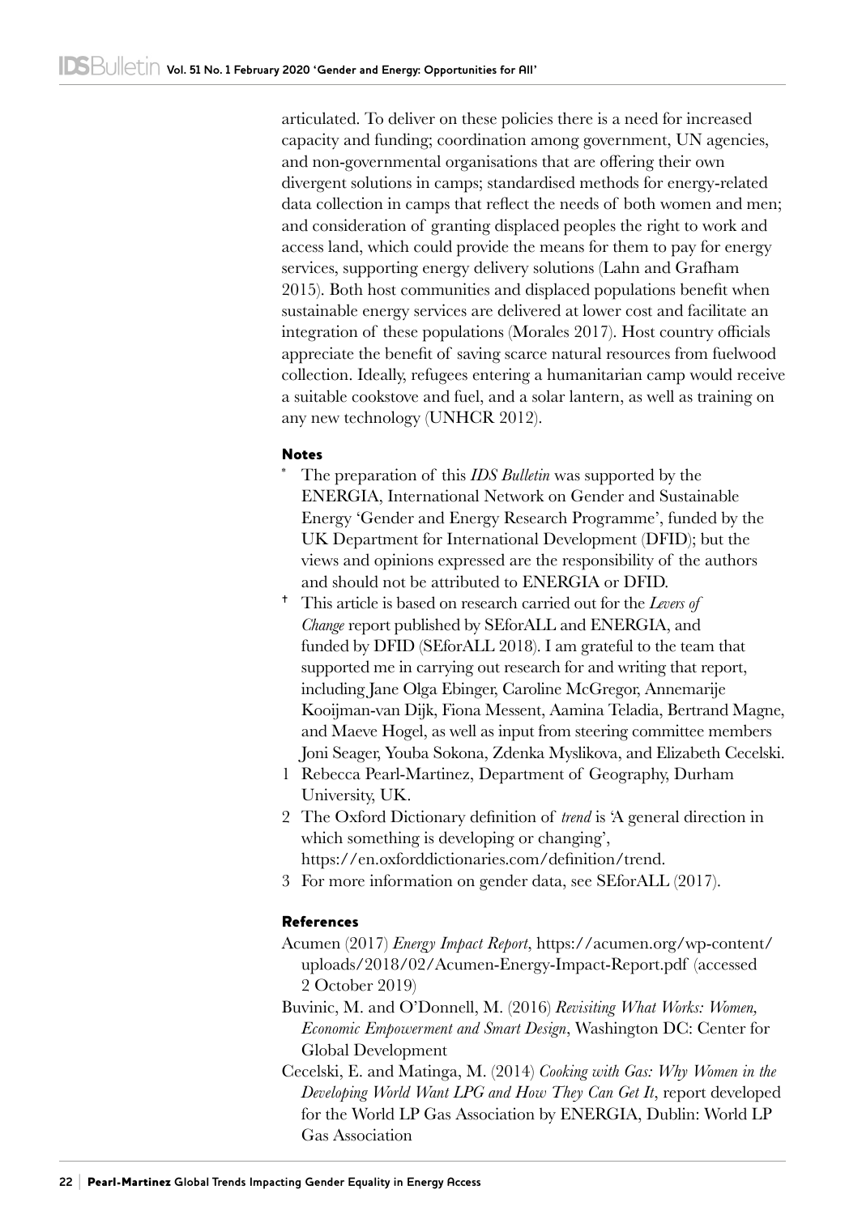articulated. To deliver on these policies there is a need for increased capacity and funding; coordination among government, UN agencies, and non-governmental organisations that are offering their own divergent solutions in camps; standardised methods for energy-related data collection in camps that reflect the needs of both women and men; and consideration of granting displaced peoples the right to work and access land, which could provide the means for them to pay for energy services, supporting energy delivery solutions (Lahn and Grafham 2015). Both host communities and displaced populations benefit when sustainable energy services are delivered at lower cost and facilitate an integration of these populations (Morales 2017). Host country officials appreciate the benefit of saving scarce natural resources from fuelwood collection. Ideally, refugees entering a humanitarian camp would receive a suitable cookstove and fuel, and a solar lantern, as well as training on any new technology (UNHCR 2012).

## Notes

- \* The preparation of this *IDS Bulletin* was supported by the ENERGIA, International Network on Gender and Sustainable Energy 'Gender and Energy Research Programme', funded by the UK Department for International Development (DFID); but the views and opinions expressed are the responsibility of the authors and should not be attributed to ENERGIA or DFID.
- † This article is based on research carried out for the *Levers of Change* report published by SEforALL and ENERGIA, and funded by DFID (SEforALL 2018). I am grateful to the team that supported me in carrying out research for and writing that report, including Jane Olga Ebinger, Caroline McGregor, Annemarije Kooijman-van Dijk, Fiona Messent, Aamina Teladia, Bertrand Magne, and Maeve Hogel, as well as input from steering committee members Joni Seager, Youba Sokona, Zdenka Myslikova, and Elizabeth Cecelski.

1. Rebecca Pearl-Martinez, Department of Geography, Durham University, UK.
2. The Oxford Dictionary definition of *trend* is 'A general direction in which something is developing or changing', https://en.oxforddictionaries.com/definition/trend.
3. For more information on gender data, see SEforALL (2017).

## References

Acumen (2017) *Energy Impact Report*, https://acumen.org/wp-content/uploads/2018/02/Acumen-Energy-Impact-Report.pdf (accessed 2 October 2019)

Buvinic, M. and O'Donnell, M. (2016) *Revisiting What Works: Women, Economic Empowerment and Smart Design*, Washington DC: Center for Global Development

Cecelski, E. and Matinga, M. (2014) *Cooking with Gas: Why Women in the Developing World Want LPG and How They Can Get It*, report developed for the World LP Gas Association by ENERGIA, Dublin: World LP Gas Association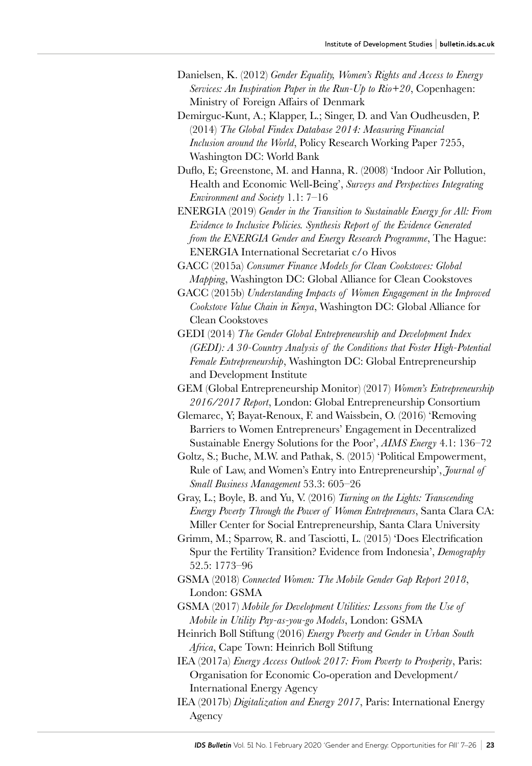Danielsen, K. (2012) *Gender Equality, Women's Rights and Access to Energy Services: An Inspiration Paper in the Run-Up to Rio+20*, Copenhagen: Ministry of Foreign Affairs of Denmark

Demirguc-Kunt, A.; Klapper, L.; Singer, D. and Van Oudheusden, P. (2014) *The Global Findex Database 2014: Measuring Financial Inclusion around the World*, Policy Research Working Paper 7255, Washington DC: World Bank

Duflo, E; Greenstone, M. and Hanna, R. (2008) 'Indoor Air Pollution, Health and Economic Well-Being', *Surveys and Perspectives Integrating Environment and Society* 1.1: 7–16

ENERGIA (2019) *Gender in the Transition to Sustainable Energy for All: From Evidence to Inclusive Policies. Synthesis Report of the Evidence Generated from the ENERGIA Gender and Energy Research Programme*, The Hague: ENERGIA International Secretariat c/o Hivos

GACC (2015a) *Consumer Finance Models for Clean Cookstoves: Global Mapping*, Washington DC: Global Alliance for Clean Cookstoves

GACC (2015b) *Understanding Impacts of Women Engagement in the Improved Cookstove Value Chain in Kenya*, Washington DC: Global Alliance for Clean Cookstoves

GEDI (2014) *The Gender Global Entrepreneurship and Development Index (GEDI): A 30-Country Analysis of the Conditions that Foster High-Potential Female Entrepreneurship*, Washington DC: Global Entrepreneurship and Development Institute

GEM (Global Entrepreneurship Monitor) (2017) *Women's Entrepreneurship 2016/2017 Report*, London: Global Entrepreneurship Consortium

Glemarec, Y; Bayat-Renoux, F. and Waissbein, O. (2016) 'Removing Barriers to Women Entrepreneurs' Engagement in Decentralized Sustainable Energy Solutions for the Poor', *AIMS Energy* 4.1: 136–72

Goltz, S.; Buche, M.W. and Pathak, S. (2015) 'Political Empowerment, Rule of Law, and Women's Entry into Entrepreneurship', *Journal of Small Business Management* 53.3: 605–26

Gray, L.; Boyle, B. and Yu, V. (2016) *Turning on the Lights: Transcending Energy Poverty Through the Power of Women Entrepreneurs*, Santa Clara CA: Miller Center for Social Entrepreneurship, Santa Clara University

Grimm, M.; Sparrow, R. and Tasciotti, L. (2015) 'Does Electrification Spur the Fertility Transition? Evidence from Indonesia', *Demography* 52.5: 1773–96

GSMA (2018) *Connected Women: The Mobile Gender Gap Report 2018*, London: GSMA

GSMA (2017) *Mobile for Development Utilities: Lessons from the Use of Mobile in Utility Pay-as-you-go Models*, London: GSMA

Heinrich Boll Stiftung (2016) *Energy Poverty and Gender in Urban South Africa*, Cape Town: Heinrich Boll Stiftung

IEA (2017a) *Energy Access Outlook 2017: From Poverty to Prosperity*, Paris: Organisation for Economic Co-operation and Development/ International Energy Agency

IEA (2017b) *Digitalization and Energy 2017*, Paris: International Energy Agency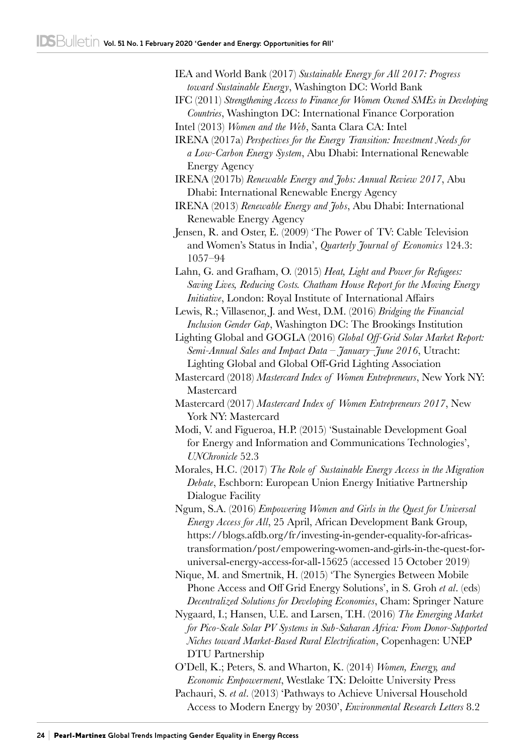IEA and World Bank (2017) *Sustainable Energy for All 2017: Progress toward Sustainable Energy*, Washington DC: World Bank

IFC (2011) *Strengthening Access to Finance for Women Owned SMEs in Developing Countries*, Washington DC: International Finance Corporation

Intel (2013) *Women and the Web*, Santa Clara CA: Intel

IRENA (2017a) *Perspectives for the Energy Transition: Investment Needs for a Low-Carbon Energy System*, Abu Dhabi: International Renewable Energy Agency

IRENA (2017b) *Renewable Energy and Jobs: Annual Review 2017*, Abu Dhabi: International Renewable Energy Agency

IRENA (2013) *Renewable Energy and Jobs*, Abu Dhabi: International Renewable Energy Agency

Jensen, R. and Oster, E. (2009) 'The Power of TV: Cable Television and Women's Status in India', *Quarterly Journal of Economics* 124.3: 1057–94

Lahn, G. and Grafham, O. (2015) *Heat, Light and Power for Refugees: Saving Lives, Reducing Costs. Chatham House Report for the Moving Energy Initiative*, London: Royal Institute of International Affairs

Lewis, R.; Villasenor, J. and West, D.M. (2016) *Bridging the Financial Inclusion Gender Gap*, Washington DC: The Brookings Institution

Lighting Global and GOGLA (2016) *Global Off-Grid Solar Market Report: Semi-Annual Sales and Impact Data – January–June 2016*, Utracht: Lighting Global and Global Off-Grid Lighting Association

Mastercard (2018) *Mastercard Index of Women Entrepreneurs*, New York NY: Mastercard

Mastercard (2017) *Mastercard Index of Women Entrepreneurs 2017*, New York NY: Mastercard

Modi, V. and Figueroa, H.P. (2015) 'Sustainable Development Goal for Energy and Information and Communications Technologies', *UNChronicle* 52.3

Morales, H.C. (2017) *The Role of Sustainable Energy Access in the Migration Debate*, Eschborn: European Union Energy Initiative Partnership Dialogue Facility

Ngum, S.A. (2016) *Empowering Women and Girls in the Quest for Universal Energy Access for All*, 25 April, African Development Bank Group, https://blogs.afdb.org/fr/investing-in-gender-equality-for-africas-transformation/post/empowering-women-and-girls-in-the-quest-for-universal-energy-access-for-all-15625 (accessed 15 October 2019)

Nique, M. and Smertnik, H. (2015) 'The Synergies Between Mobile Phone Access and Off Grid Energy Solutions', in S. Groh *et al*. (eds) *Decentralized Solutions for Developing Economies*, Cham: Springer Nature

Nygaard, I.; Hansen, U.E. and Larsen, T.H. (2016) *The Emerging Market for Pico-Scale Solar PV Systems in Sub-Saharan Africa: From Donor-Supported Niches toward Market-Based Rural Electrification*, Copenhagen: UNEP DTU Partnership

O'Dell, K.; Peters, S. and Wharton, K. (2014) *Women, Energy, and Economic Empowerment*, Westlake TX: Deloitte University Press

Pachauri, S. *et al*. (2013) 'Pathways to Achieve Universal Household Access to Modern Energy by 2030', *Environmental Research Letters* 8.2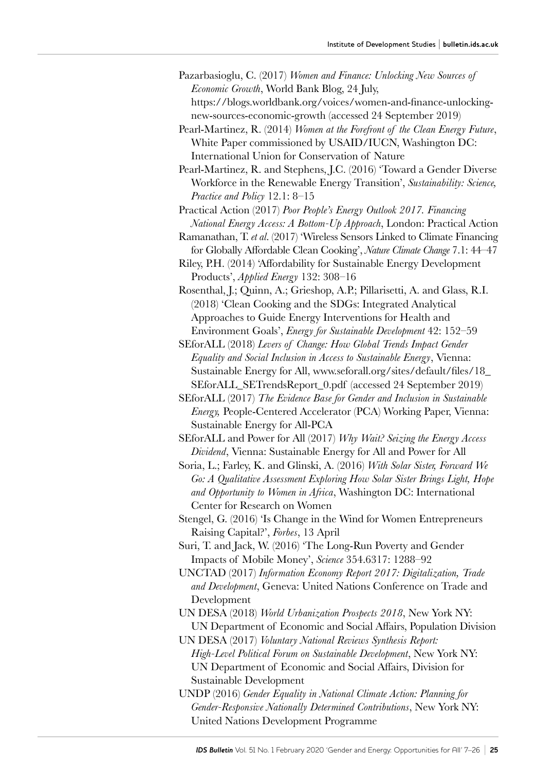Pazarbasioglu, C. (2017) *Women and Finance: Unlocking New Sources of Economic Growth*, World Bank Blog, 24 July, https://blogs.worldbank.org/voices/women-and-finance-unlocking-new-sources-economic-growth (accessed 24 September 2019)

Pearl-Martinez, R. (2014) *Women at the Forefront of the Clean Energy Future*, White Paper commissioned by USAID/IUCN, Washington DC: International Union for Conservation of Nature

Pearl-Martinez, R. and Stephens, J.C. (2016) 'Toward a Gender Diverse Workforce in the Renewable Energy Transition', *Sustainability: Science, Practice and Policy* 12.1: 8–15

Practical Action (2017) *Poor People's Energy Outlook 2017. Financing National Energy Access: A Bottom-Up Approach*, London: Practical Action

Ramanathan, T. *et al.* (2017) 'Wireless Sensors Linked to Climate Financing for Globally Affordable Clean Cooking', *Nature Climate Change* 7.1: 44–47

Riley, P.H. (2014) 'Affordability for Sustainable Energy Development Products', *Applied Energy* 132: 308–16

Rosenthal, J.; Quinn, A.; Grieshop, A.P.; Pillarisetti, A. and Glass, R.I. (2018) 'Clean Cooking and the SDGs: Integrated Analytical Approaches to Guide Energy Interventions for Health and Environment Goals', *Energy for Sustainable Development* 42: 152–59

SEforALL (2018) *Levers of Change: How Global Trends Impact Gender Equality and Social Inclusion in Access to Sustainable Energy*, Vienna: Sustainable Energy for All, www.seforall.org/sites/default/files/18_SEforALL_SETrendsReport_0.pdf (accessed 24 September 2019)

SEforALL (2017) *The Evidence Base for Gender and Inclusion in Sustainable Energy,* People-Centered Accelerator (PCA) Working Paper, Vienna: Sustainable Energy for All-PCA

SEforALL and Power for All (2017) *Why Wait? Seizing the Energy Access Dividend*, Vienna: Sustainable Energy for All and Power for All

Soria, L.; Farley, K. and Glinski, A. (2016) *With Solar Sister, Forward We Go: A Qualitative Assessment Exploring How Solar Sister Brings Light, Hope and Opportunity to Women in Africa*, Washington DC: International Center for Research on Women

Stengel, G. (2016) 'Is Change in the Wind for Women Entrepreneurs Raising Capital?', *Forbes*, 13 April

Suri, T. and Jack, W. (2016) 'The Long-Run Poverty and Gender Impacts of Mobile Money', *Science* 354.6317: 1288–92

UNCTAD (2017) *Information Economy Report 2017: Digitalization, Trade and Development*, Geneva: United Nations Conference on Trade and Development

UN DESA (2018) *World Urbanization Prospects 2018*, New York NY: UN Department of Economic and Social Affairs, Population Division

UN DESA (2017) *Voluntary National Reviews Synthesis Report: High-Level Political Forum on Sustainable Development*, New York NY: UN Department of Economic and Social Affairs, Division for Sustainable Development

UNDP (2016) *Gender Equality in National Climate Action: Planning for Gender-Responsive Nationally Determined Contributions*, New York NY: United Nations Development Programme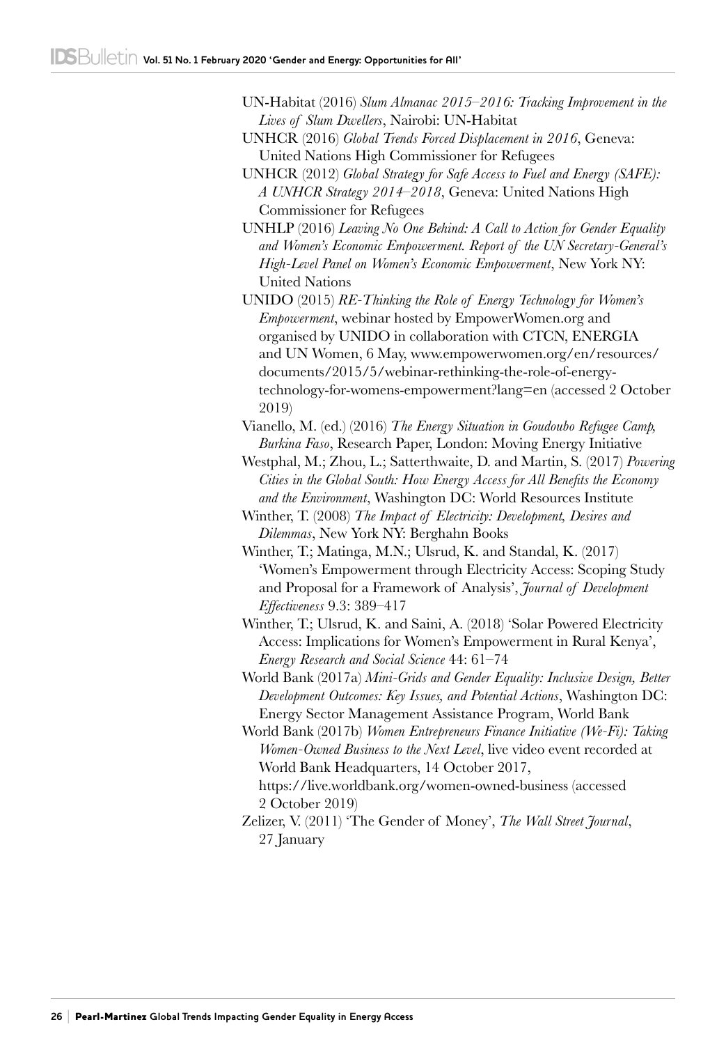UN-Habitat (2016) *Slum Almanac 2015–2016: Tracking Improvement in the Lives of Slum Dwellers*, Nairobi: UN-Habitat

UNHCR (2016) *Global Trends Forced Displacement in 2016*, Geneva: United Nations High Commissioner for Refugees

UNHCR (2012) *Global Strategy for Safe Access to Fuel and Energy (SAFE): A UNHCR Strategy 2014–2018*, Geneva: United Nations High Commissioner for Refugees

UNHLP (2016) *Leaving No One Behind: A Call to Action for Gender Equality and Women's Economic Empowerment. Report of the UN Secretary-General's High-Level Panel on Women's Economic Empowerment*, New York NY: United Nations

UNIDO (2015) *RE-Thinking the Role of Energy Technology for Women's Empowerment*, webinar hosted by EmpowerWomen.org and organised by UNIDO in collaboration with CTCN, ENERGIA and UN Women, 6 May, www.empowerwomen.org/en/resources/documents/2015/5/webinar-rethinking-the-role-of-energy-technology-for-womens-empowerment?lang=en (accessed 2 October 2019)

Vianello, M. (ed.) (2016) *The Energy Situation in Goudoubo Refugee Camp, Burkina Faso*, Research Paper, London: Moving Energy Initiative

Westphal, M.; Zhou, L.; Satterthwaite, D. and Martin, S. (2017) *Powering Cities in the Global South: How Energy Access for All Benefits the Economy and the Environment*, Washington DC: World Resources Institute

Winther, T. (2008) *The Impact of Electricity: Development, Desires and Dilemmas*, New York NY: Berghahn Books

Winther, T.; Matinga, M.N.; Ulsrud, K. and Standal, K. (2017) 'Women's Empowerment through Electricity Access: Scoping Study and Proposal for a Framework of Analysis', *Journal of Development Effectiveness* 9.3: 389–417

Winther, T.; Ulsrud, K. and Saini, A. (2018) 'Solar Powered Electricity Access: Implications for Women's Empowerment in Rural Kenya', *Energy Research and Social Science* 44: 61–74

World Bank (2017a) *Mini-Grids and Gender Equality: Inclusive Design, Better Development Outcomes: Key Issues, and Potential Actions*, Washington DC: Energy Sector Management Assistance Program, World Bank

World Bank (2017b) *Women Entrepreneurs Finance Initiative (We-Fi): Taking Women-Owned Business to the Next Level*, live video event recorded at World Bank Headquarters, 14 October 2017, https://live.worldbank.org/women-owned-business (accessed 2 October 2019)

Zelizer, V. (2011) 'The Gender of Money', *The Wall Street Journal*, 27 January